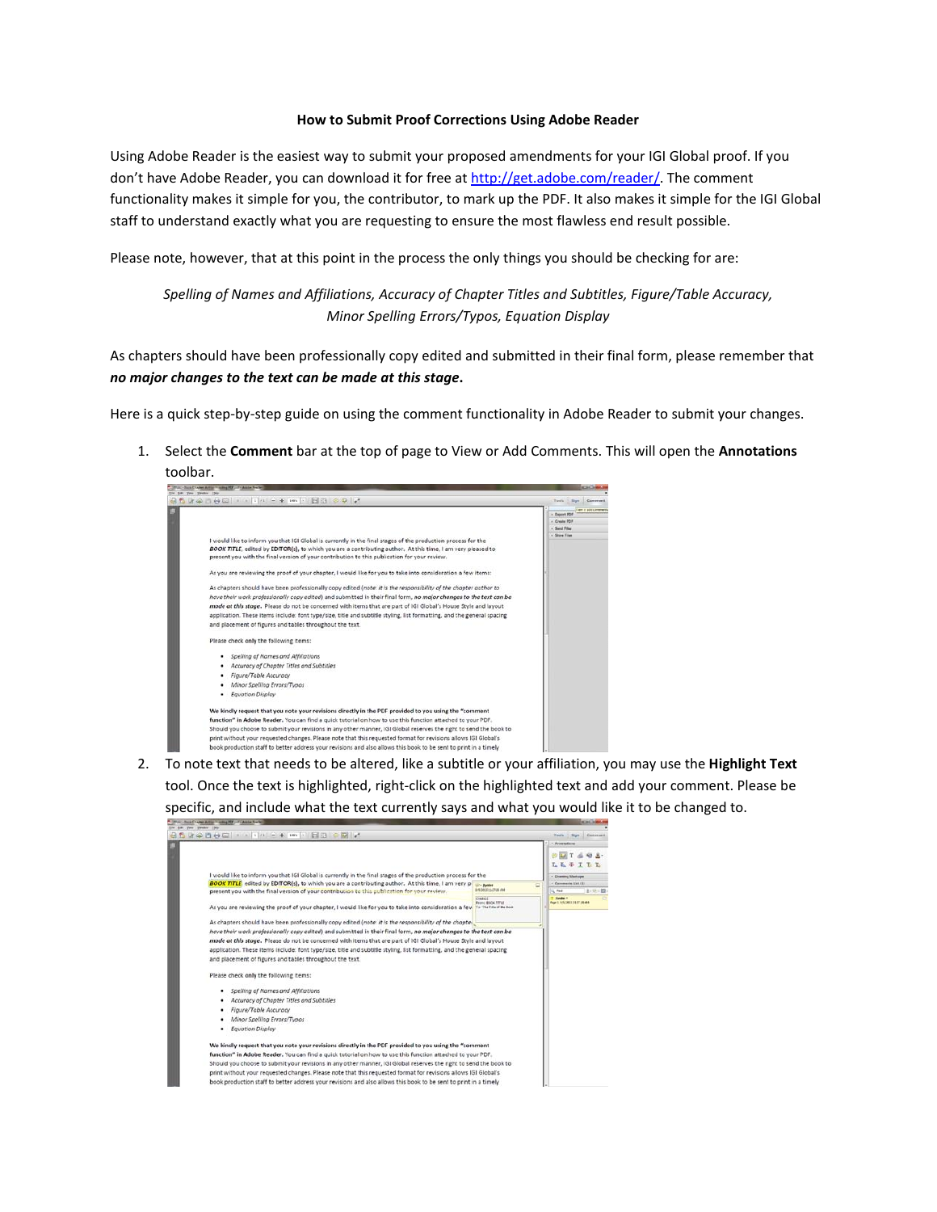**How to Submit Proof Corrections Using Adobe Reader**

Using Adobe Reader is the easiest way to submit your proposed amendments for your IGI Global proof. If you don't have Adobe Reader, you can download it for free at http://get.adobe.com/reader/. The comment functionality makes it simple for you, the contributor, to mark up the PDF. It also makes it simple for the IGI Global staff to understand exactly what you are requesting to ensure the most flawless end result possible.

Please note, however, that at this point in the process the only things you should be checking for are:

*Spelling of Names and Affiliations, Accuracy of Chapter Titles and Subtitles, Figure/Table Accuracy, Minor Spelling Errors/Typos, Equation Display*

As chapters should have been professionally copy edited and submitted in their final form, please remember that ***no major changes to the text can be made at this stage***.

Here is a quick step-by-step guide on using the comment functionality in Adobe Reader to submit your changes.

1. Select the **Comment** bar at the top of page to View or Add Comments. This will open the **Annotations** toolbar.

2. To note text that needs to be altered, like a subtitle or your affiliation, you may use the **Highlight Text** tool. Once the text is highlighted, right-click on the highlighted text and add your comment. Please be specific, and include what the text currently says and what you would like it to be changed to.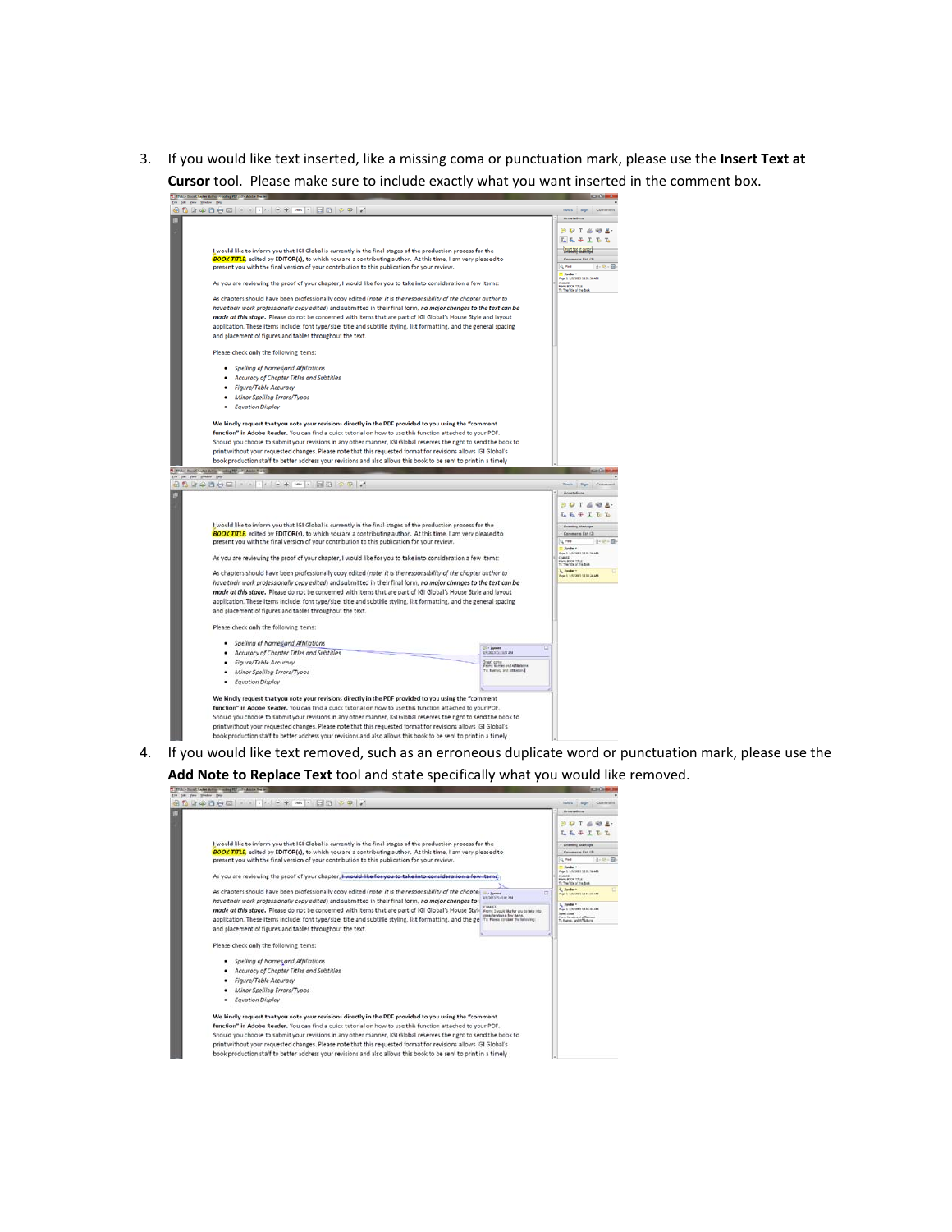3. If you would like text inserted, like a missing coma or punctuation mark, please use the **Insert Text at Cursor** tool. Please make sure to include exactly what you want inserted in the comment box.

4. If you would like text removed, such as an erroneous duplicate word or punctuation mark, please use the **Add Note to Replace Text** tool and state specifically what you would like removed.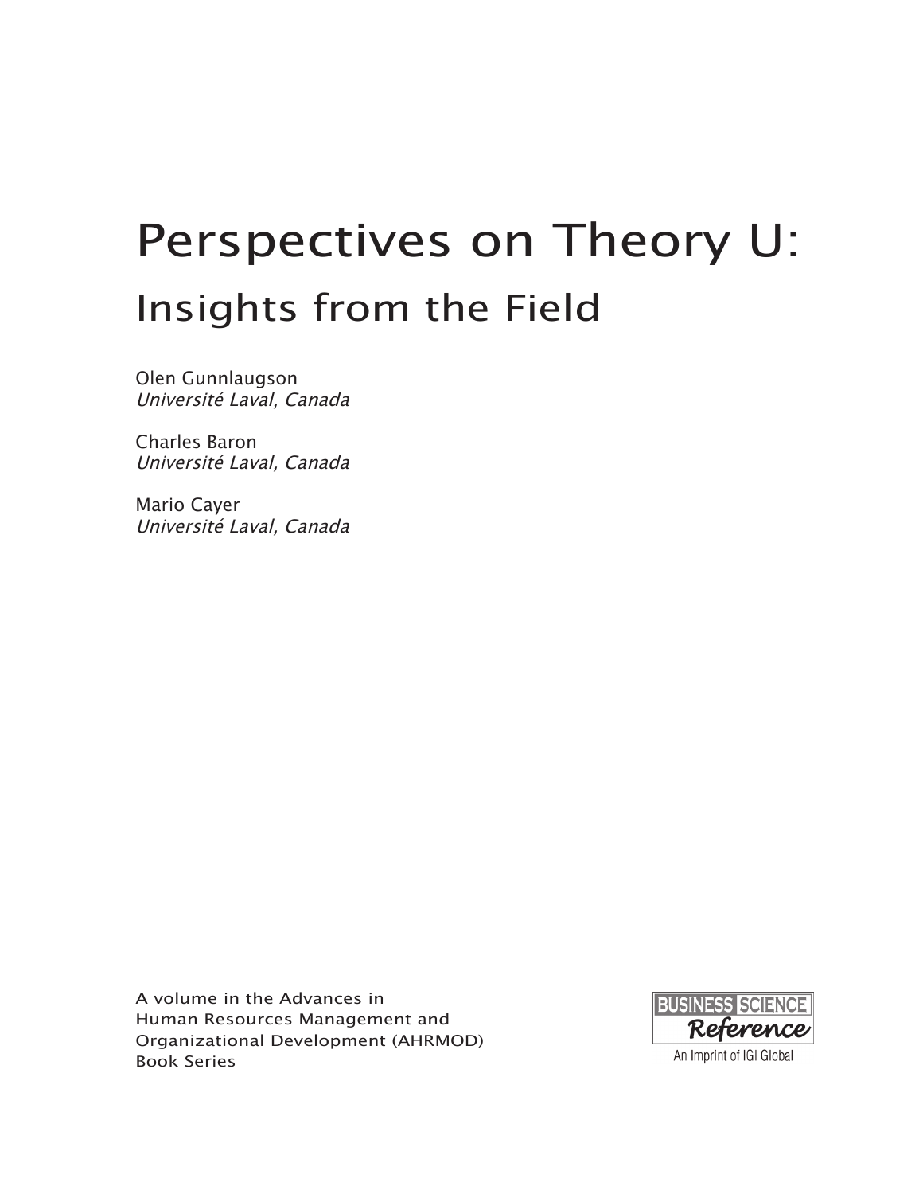# Perspectives on Theory U:

## Insights from the Field

Olen Gunnlaugson
*Université Laval, Canada*

Charles Baron
*Université Laval, Canada*

Mario Cayer
*Université Laval, Canada*

A volume in the Advances in Human Resources Management and Organizational Development (AHRMOD) Book Series

BUSINESS SCIENCE Reference
An Imprint of IGI Global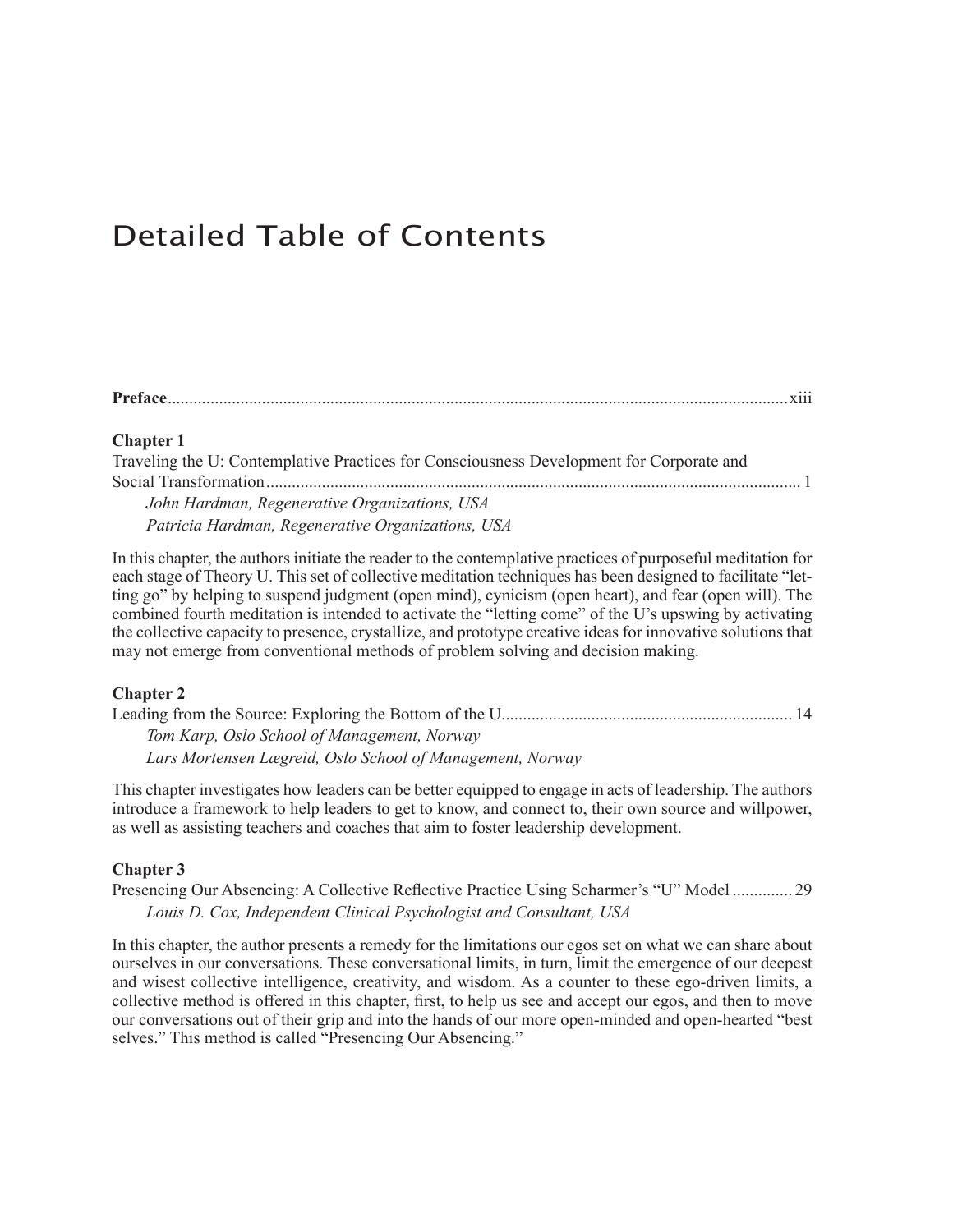# Detailed Table of Contents

**Preface**.....xiii

**Chapter 1**

Traveling the U: Contemplative Practices for Consciousness Development for Corporate and Social Transformation.....1

*John Hardman, Regenerative Organizations, USA*

*Patricia Hardman, Regenerative Organizations, USA*

In this chapter, the authors initiate the reader to the contemplative practices of purposeful meditation for each stage of Theory U. This set of collective meditation techniques has been designed to facilitate "letting go" by helping to suspend judgment (open mind), cynicism (open heart), and fear (open will). The combined fourth meditation is intended to activate the "letting come" of the U's upswing by activating the collective capacity to presence, crystallize, and prototype creative ideas for innovative solutions that may not emerge from conventional methods of problem solving and decision making.

**Chapter 2**

Leading from the Source: Exploring the Bottom of the U.....14

*Tom Karp, Oslo School of Management, Norway*

*Lars Mortensen Lægreid, Oslo School of Management, Norway*

This chapter investigates how leaders can be better equipped to engage in acts of leadership. The authors introduce a framework to help leaders to get to know, and connect to, their own source and willpower, as well as assisting teachers and coaches that aim to foster leadership development.

**Chapter 3**

Presencing Our Absencing: A Collective Reflective Practice Using Scharmer's "U" Model.....29

*Louis D. Cox, Independent Clinical Psychologist and Consultant, USA*

In this chapter, the author presents a remedy for the limitations our egos set on what we can share about ourselves in our conversations. These conversational limits, in turn, limit the emergence of our deepest and wisest collective intelligence, creativity, and wisdom. As a counter to these ego-driven limits, a collective method is offered in this chapter, first, to help us see and accept our egos, and then to move our conversations out of their grip and into the hands of our more open-minded and open-hearted "best selves." This method is called "Presencing Our Absencing."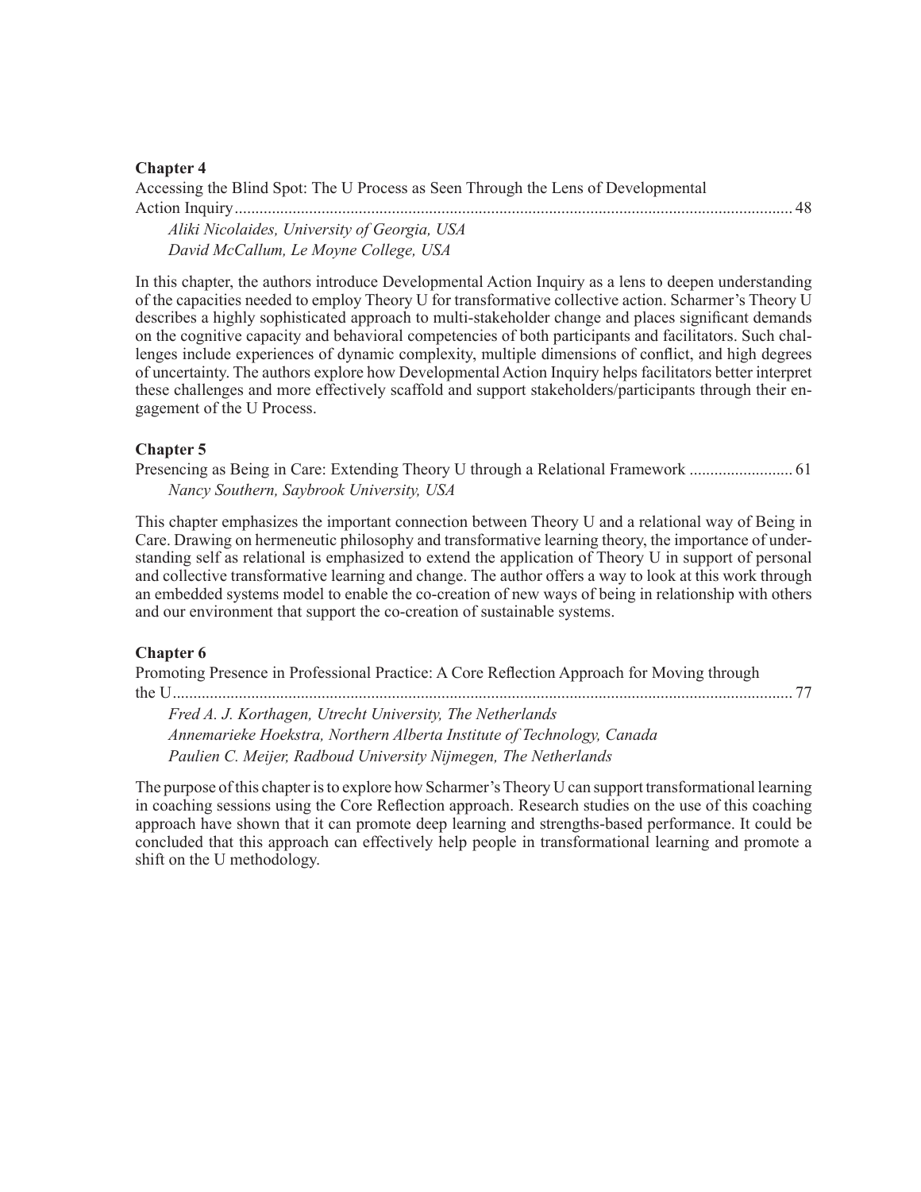**Chapter 4**

Accessing the Blind Spot: The U Process as Seen Through the Lens of Developmental Action Inquiry ....................................................................................................................................... 48

*Aliki Nicolaides, University of Georgia, USA*
*David McCallum, Le Moyne College, USA*

In this chapter, the authors introduce Developmental Action Inquiry as a lens to deepen understanding of the capacities needed to employ Theory U for transformative collective action. Scharmer's Theory U describes a highly sophisticated approach to multi-stakeholder change and places significant demands on the cognitive capacity and behavioral competencies of both participants and facilitators. Such challenges include experiences of dynamic complexity, multiple dimensions of conflict, and high degrees of uncertainty. The authors explore how Developmental Action Inquiry helps facilitators better interpret these challenges and more effectively scaffold and support stakeholders/participants through their engagement of the U Process.

**Chapter 5**

Presencing as Being in Care: Extending Theory U through a Relational Framework ......................... 61

*Nancy Southern, Saybrook University, USA*

This chapter emphasizes the important connection between Theory U and a relational way of Being in Care. Drawing on hermeneutic philosophy and transformative learning theory, the importance of understanding self as relational is emphasized to extend the application of Theory U in support of personal and collective transformative learning and change. The author offers a way to look at this work through an embedded systems model to enable the co-creation of new ways of being in relationship with others and our environment that support the co-creation of sustainable systems.

**Chapter 6**

Promoting Presence in Professional Practice: A Core Reflection Approach for Moving through the U...................................................................................................................................... 77

*Fred A. J. Korthagen, Utrecht University, The Netherlands*
*Annemarieke Hoekstra, Northern Alberta Institute of Technology, Canada*
*Paulien C. Meijer, Radboud University Nijmegen, The Netherlands*

The purpose of this chapter is to explore how Scharmer's Theory U can support transformational learning in coaching sessions using the Core Reflection approach. Research studies on the use of this coaching approach have shown that it can promote deep learning and strengths-based performance. It could be concluded that this approach can effectively help people in transformational learning and promote a shift on the U methodology.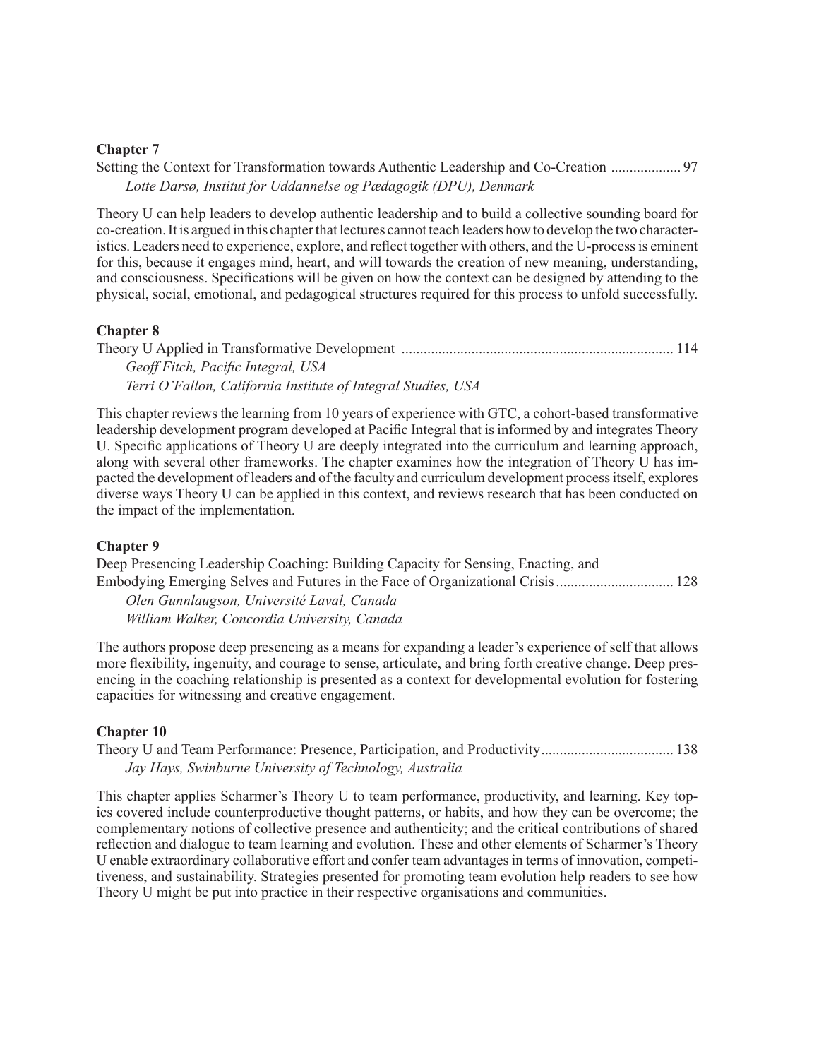**Chapter 7**

Setting the Context for Transformation towards Authentic Leadership and Co-Creation .................. 97

*Lotte Darsø, Institut for Uddannelse og Pædagogik (DPU), Denmark*

Theory U can help leaders to develop authentic leadership and to build a collective sounding board for co-creation. It is argued in this chapter that lectures cannot teach leaders how to develop the two characteristics. Leaders need to experience, explore, and reflect together with others, and the U-process is eminent for this, because it engages mind, heart, and will towards the creation of new meaning, understanding, and consciousness. Specifications will be given on how the context can be designed by attending to the physical, social, emotional, and pedagogical structures required for this process to unfold successfully.

**Chapter 8**

Theory U Applied in Transformative Development ......................................................................... 114

*Geoff Fitch, Pacific Integral, USA*

*Terri O'Fallon, California Institute of Integral Studies, USA*

This chapter reviews the learning from 10 years of experience with GTC, a cohort-based transformative leadership development program developed at Pacific Integral that is informed by and integrates Theory U. Specific applications of Theory U are deeply integrated into the curriculum and learning approach, along with several other frameworks. The chapter examines how the integration of Theory U has impacted the development of leaders and of the faculty and curriculum development process itself, explores diverse ways Theory U can be applied in this context, and reviews research that has been conducted on the impact of the implementation.

**Chapter 9**

Deep Presencing Leadership Coaching: Building Capacity for Sensing, Enacting, and Embodying Emerging Selves and Futures in the Face of Organizational Crisis ............................... 128

*Olen Gunnlaugson, Université Laval, Canada*

*William Walker, Concordia University, Canada*

The authors propose deep presencing as a means for expanding a leader's experience of self that allows more flexibility, ingenuity, and courage to sense, articulate, and bring forth creative change. Deep presencing in the coaching relationship is presented as a context for developmental evolution for fostering capacities for witnessing and creative engagement.

**Chapter 10**

Theory U and Team Performance: Presence, Participation, and Productivity.................................. 138

*Jay Hays, Swinburne University of Technology, Australia*

This chapter applies Scharmer's Theory U to team performance, productivity, and learning. Key topics covered include counterproductive thought patterns, or habits, and how they can be overcome; the complementary notions of collective presence and authenticity; and the critical contributions of shared reflection and dialogue to team learning and evolution. These and other elements of Scharmer's Theory U enable extraordinary collaborative effort and confer team advantages in terms of innovation, competitiveness, and sustainability. Strategies presented for promoting team evolution help readers to see how Theory U might be put into practice in their respective organisations and communities.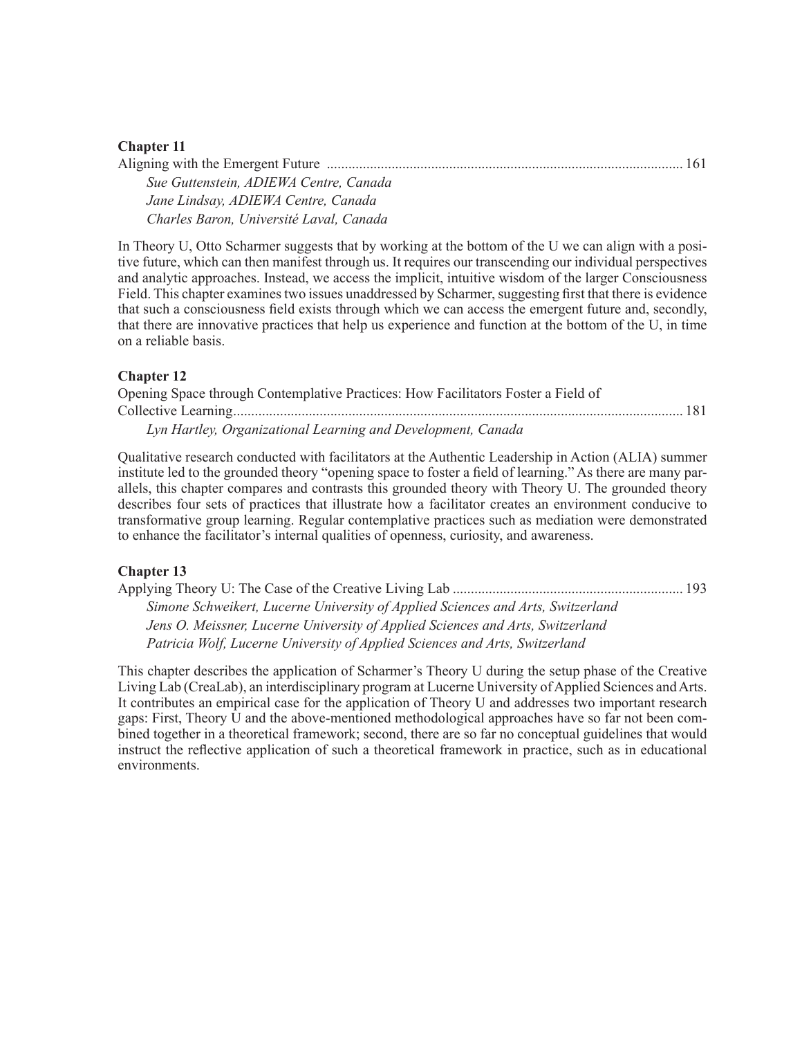**Chapter 11**

Aligning with the Emergent Future .................................................................................................. 161

*Sue Guttenstein, ADIEWA Centre, Canada*
*Jane Lindsay, ADIEWA Centre, Canada*
*Charles Baron, Université Laval, Canada*

In Theory U, Otto Scharmer suggests that by working at the bottom of the U we can align with a positive future, which can then manifest through us. It requires our transcending our individual perspectives and analytic approaches. Instead, we access the implicit, intuitive wisdom of the larger Consciousness Field. This chapter examines two issues unaddressed by Scharmer, suggesting first that there is evidence that such a consciousness field exists through which we can access the emergent future and, secondly, that there are innovative practices that help us experience and function at the bottom of the U, in time on a reliable basis.

**Chapter 12**

Opening Space through Contemplative Practices: How Facilitators Foster a Field of Collective Learning.......................................................................................................................... 181

*Lyn Hartley, Organizational Learning and Development, Canada*

Qualitative research conducted with facilitators at the Authentic Leadership in Action (ALIA) summer institute led to the grounded theory "opening space to foster a field of learning." As there are many parallels, this chapter compares and contrasts this grounded theory with Theory U. The grounded theory describes four sets of practices that illustrate how a facilitator creates an environment conducive to transformative group learning. Regular contemplative practices such as mediation were demonstrated to enhance the facilitator's internal qualities of openness, curiosity, and awareness.

**Chapter 13**

Applying Theory U: The Case of the Creative Living Lab ............................................................... 193

*Simone Schweikert, Lucerne University of Applied Sciences and Arts, Switzerland*
*Jens O. Meissner, Lucerne University of Applied Sciences and Arts, Switzerland*
*Patricia Wolf, Lucerne University of Applied Sciences and Arts, Switzerland*

This chapter describes the application of Scharmer's Theory U during the setup phase of the Creative Living Lab (CreaLab), an interdisciplinary program at Lucerne University of Applied Sciences and Arts. It contributes an empirical case for the application of Theory U and addresses two important research gaps: First, Theory U and the above-mentioned methodological approaches have so far not been combined together in a theoretical framework; second, there are so far no conceptual guidelines that would instruct the reflective application of such a theoretical framework in practice, such as in educational environments.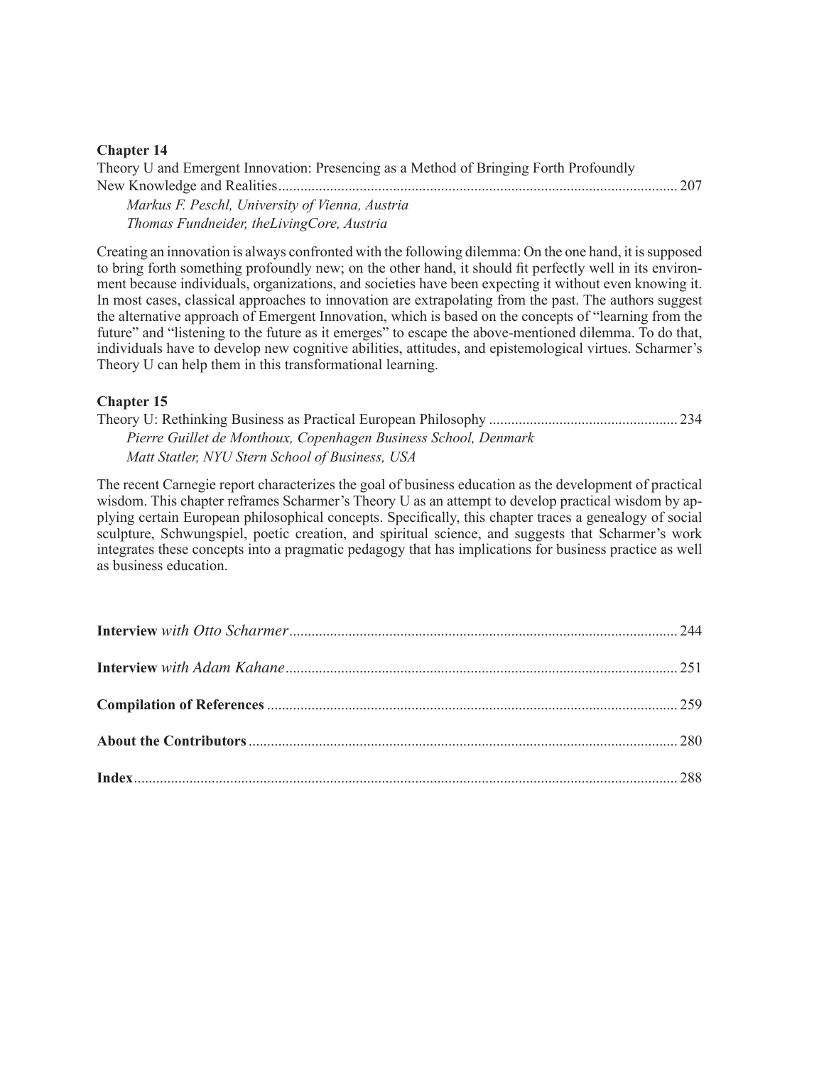**Chapter 14**

Theory U and Emergent Innovation: Presencing as a Method of Bringing Forth Profoundly New Knowledge and Realities ........................................................................................................... 207

*Markus F. Peschl, University of Vienna, Austria*
*Thomas Fundneider, theLivingCore, Austria*

Creating an innovation is always confronted with the following dilemma: On the one hand, it is supposed to bring forth something profoundly new; on the other hand, it should fit perfectly well in its environment because individuals, organizations, and societies have been expecting it without even knowing it. In most cases, classical approaches to innovation are extrapolating from the past. The authors suggest the alternative approach of Emergent Innovation, which is based on the concepts of "learning from the future" and "listening to the future as it emerges" to escape the above-mentioned dilemma. To do that, individuals have to develop new cognitive abilities, attitudes, and epistemological virtues. Scharmer's Theory U can help them in this transformational learning.

**Chapter 15**

Theory U: Rethinking Business as Practical European Philosophy .................................................. 234

*Pierre Guillet de Monthoux, Copenhagen Business School, Denmark*
*Matt Statler, NYU Stern School of Business, USA*

The recent Carnegie report characterizes the goal of business education as the development of practical wisdom. This chapter reframes Scharmer's Theory U as an attempt to develop practical wisdom by applying certain European philosophical concepts. Specifically, this chapter traces a genealogy of social sculpture, Schwungspiel, poetic creation, and spiritual science, and suggests that Scharmer's work integrates these concepts into a pragmatic pedagogy that has implications for business practice as well as business education.

**Interview** *with Otto Scharmer*........................................................................................................ 244

**Interview** *with Adam Kahane*......................................................................................................... 251

**Compilation of References** .............................................................................................................. 259

**About the Contributors** ................................................................................................................... 280

**Index**................................................................................................................................................. 288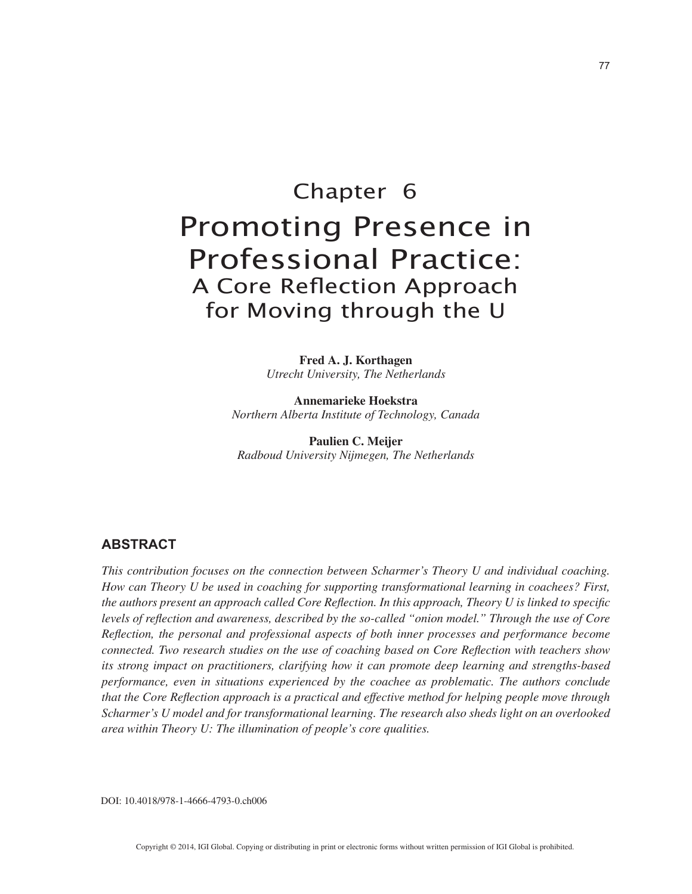# Chapter 6

# Promoting Presence in Professional Practice:

## A Core Reflection Approach for Moving through the U

**Fred A. J. Korthagen**
*Utrecht University, The Netherlands*

**Annemarieke Hoekstra**
*Northern Alberta Institute of Technology, Canada*

**Paulien C. Meijer**
*Radboud University Nijmegen, The Netherlands*

## ABSTRACT

*This contribution focuses on the connection between Scharmer's Theory U and individual coaching. How can Theory U be used in coaching for supporting transformational learning in coachees? First, the authors present an approach called Core Reflection. In this approach, Theory U is linked to specific levels of reflection and awareness, described by the so-called "onion model." Through the use of Core Reflection, the personal and professional aspects of both inner processes and performance become connected. Two research studies on the use of coaching based on Core Reflection with teachers show its strong impact on practitioners, clarifying how it can promote deep learning and strengths-based performance, even in situations experienced by the coachee as problematic. The authors conclude that the Core Reflection approach is a practical and effective method for helping people move through Scharmer's U model and for transformational learning. The research also sheds light on an overlooked area within Theory U: The illumination of people's core qualities.*

DOI: 10.4018/978-1-4666-4793-0.ch006

Copyright © 2014, IGI Global. Copying or distributing in print or electronic forms without written permission of IGI Global is prohibited.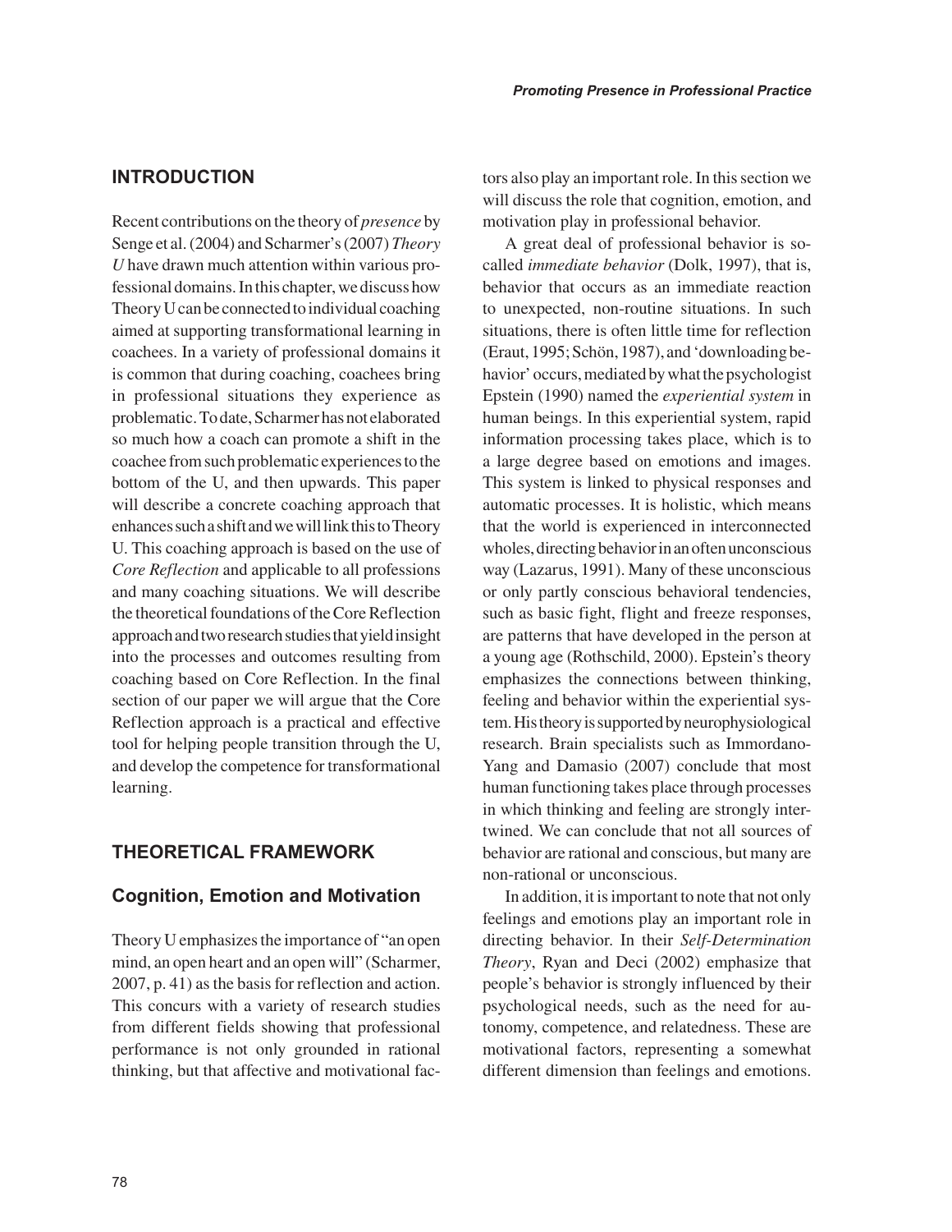## INTRODUCTION

Recent contributions on the theory of *presence* by Senge et al. (2004) and Scharmer's (2007) *Theory U* have drawn much attention within various professional domains. In this chapter, we discuss how Theory U can be connected to individual coaching aimed at supporting transformational learning in coachees. In a variety of professional domains it is common that during coaching, coachees bring in professional situations they experience as problematic. To date, Scharmer has not elaborated so much how a coach can promote a shift in the coachee from such problematic experiences to the bottom of the U, and then upwards. This paper will describe a concrete coaching approach that enhances such a shift and we will link this to Theory U. This coaching approach is based on the use of *Core Reflection* and applicable to all professions and many coaching situations. We will describe the theoretical foundations of the Core Reflection approach and two research studies that yield insight into the processes and outcomes resulting from coaching based on Core Reflection. In the final section of our paper we will argue that the Core Reflection approach is a practical and effective tool for helping people transition through the U, and develop the competence for transformational learning.

## THEORETICAL FRAMEWORK

### Cognition, Emotion and Motivation

Theory U emphasizes the importance of "an open mind, an open heart and an open will" (Scharmer, 2007, p. 41) as the basis for reflection and action. This concurs with a variety of research studies from different fields showing that professional performance is not only grounded in rational thinking, but that affective and motivational factors also play an important role. In this section we will discuss the role that cognition, emotion, and motivation play in professional behavior.

A great deal of professional behavior is so-called *immediate behavior* (Dolk, 1997), that is, behavior that occurs as an immediate reaction to unexpected, non-routine situations. In such situations, there is often little time for reflection (Eraut, 1995; Schön, 1987), and 'downloading behavior' occurs, mediated by what the psychologist Epstein (1990) named the *experiential system* in human beings. In this experiential system, rapid information processing takes place, which is to a large degree based on emotions and images. This system is linked to physical responses and automatic processes. It is holistic, which means that the world is experienced in interconnected wholes, directing behavior in an often unconscious way (Lazarus, 1991). Many of these unconscious or only partly conscious behavioral tendencies, such as basic fight, flight and freeze responses, are patterns that have developed in the person at a young age (Rothschild, 2000). Epstein's theory emphasizes the connections between thinking, feeling and behavior within the experiential system. His theory is supported by neurophysiological research. Brain specialists such as Immordano-Yang and Damasio (2007) conclude that most human functioning takes place through processes in which thinking and feeling are strongly intertwined. We can conclude that not all sources of behavior are rational and conscious, but many are non-rational or unconscious.

In addition, it is important to note that not only feelings and emotions play an important role in directing behavior. In their *Self-Determination Theory*, Ryan and Deci (2002) emphasize that people's behavior is strongly influenced by their psychological needs, such as the need for autonomy, competence, and relatedness. These are motivational factors, representing a somewhat different dimension than feelings and emotions.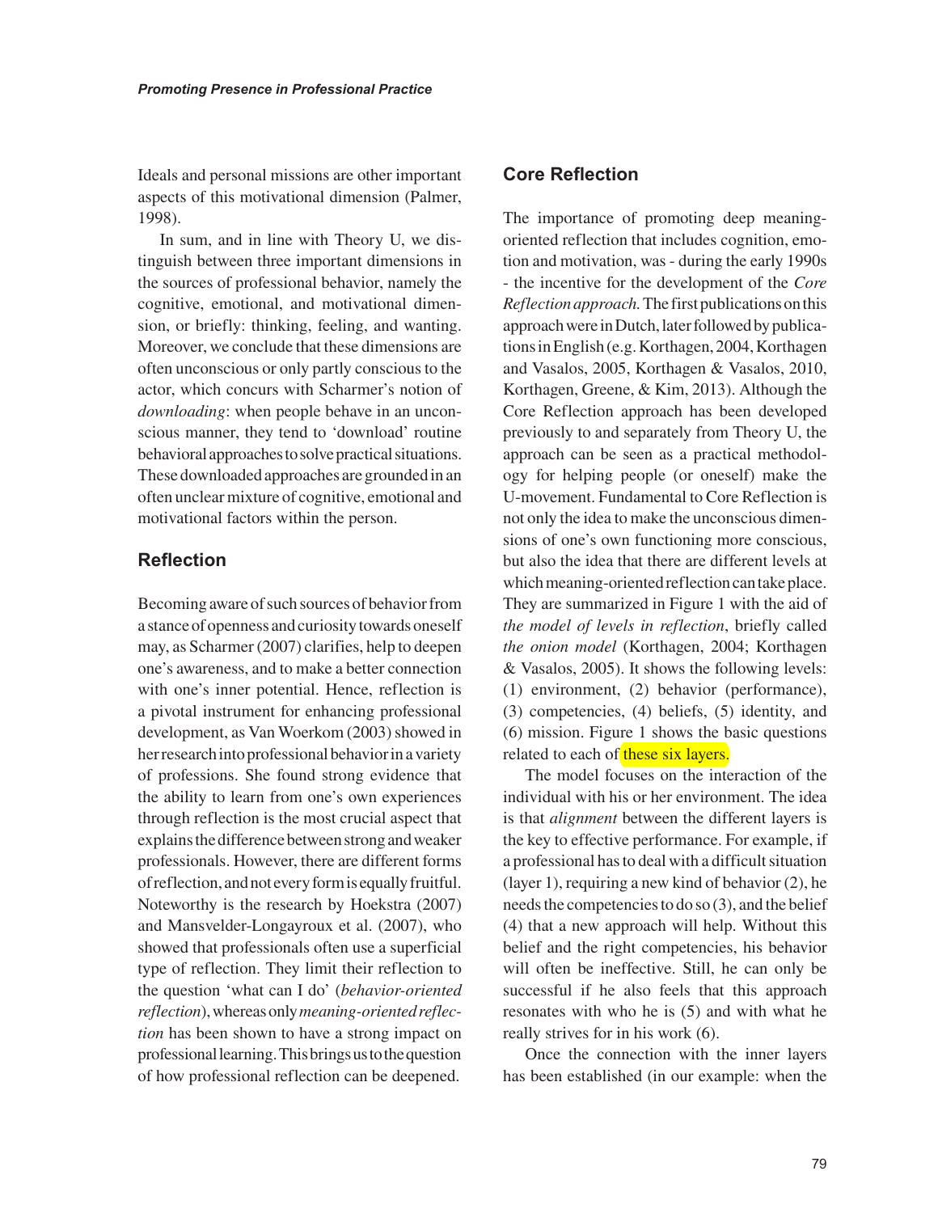Ideals and personal missions are other important aspects of this motivational dimension (Palmer, 1998).

In sum, and in line with Theory U, we distinguish between three important dimensions in the sources of professional behavior, namely the cognitive, emotional, and motivational dimension, or briefly: thinking, feeling, and wanting. Moreover, we conclude that these dimensions are often unconscious or only partly conscious to the actor, which concurs with Scharmer's notion of *downloading*: when people behave in an unconscious manner, they tend to 'download' routine behavioral approaches to solve practical situations. These downloaded approaches are grounded in an often unclear mixture of cognitive, emotional and motivational factors within the person.

## Reflection

Becoming aware of such sources of behavior from a stance of openness and curiosity towards oneself may, as Scharmer (2007) clarifies, help to deepen one's awareness, and to make a better connection with one's inner potential. Hence, reflection is a pivotal instrument for enhancing professional development, as Van Woerkom (2003) showed in her research into professional behavior in a variety of professions. She found strong evidence that the ability to learn from one's own experiences through reflection is the most crucial aspect that explains the difference between strong and weaker professionals. However, there are different forms of reflection, and not every form is equally fruitful. Noteworthy is the research by Hoekstra (2007) and Mansvelder-Longayroux et al. (2007), who showed that professionals often use a superficial type of reflection. They limit their reflection to the question 'what can I do' (*behavior-oriented reflection*), whereas only *meaning-oriented reflection* has been shown to have a strong impact on professional learning. This brings us to the question of how professional reflection can be deepened.

## Core Reflection

The importance of promoting deep meaning-oriented reflection that includes cognition, emotion and motivation, was - during the early 1990s - the incentive for the development of the *Core Reflection approach.* The first publications on this approach were in Dutch, later followed by publications in English (e.g. Korthagen, 2004, Korthagen and Vasalos, 2005, Korthagen & Vasalos, 2010, Korthagen, Greene, & Kim, 2013). Although the Core Reflection approach has been developed previously to and separately from Theory U, the approach can be seen as a practical methodology for helping people (or oneself) make the U-movement. Fundamental to Core Reflection is not only the idea to make the unconscious dimensions of one's own functioning more conscious, but also the idea that there are different levels at which meaning-oriented reflection can take place. They are summarized in Figure 1 with the aid of *the model of levels in reflection*, briefly called *the onion model* (Korthagen, 2004; Korthagen & Vasalos, 2005). It shows the following levels: (1) environment, (2) behavior (performance), (3) competencies, (4) beliefs, (5) identity, and (6) mission. Figure 1 shows the basic questions related to each of these six layers.

The model focuses on the interaction of the individual with his or her environment. The idea is that *alignment* between the different layers is the key to effective performance. For example, if a professional has to deal with a difficult situation (layer 1), requiring a new kind of behavior (2), he needs the competencies to do so (3), and the belief (4) that a new approach will help. Without this belief and the right competencies, his behavior will often be ineffective. Still, he can only be successful if he also feels that this approach resonates with who he is (5) and with what he really strives for in his work (6).

Once the connection with the inner layers has been established (in our example: when the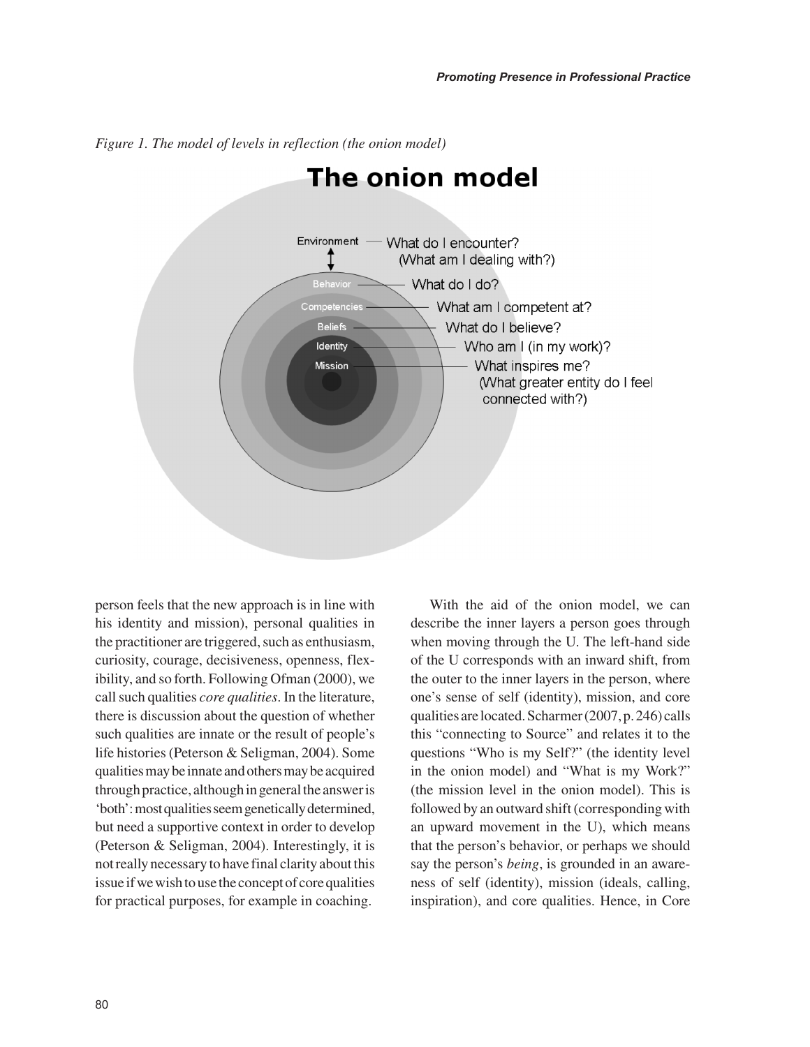*Figure 1. The model of levels in reflection (the onion model)*

**The onion model**

Environment — What do I encounter? (What am I dealing with?)

Behavior — What do I do?

Competencies — What am I competent at?

Beliefs — What do I believe?

Identity — Who am I (in my work)?

Mission — What inspires me? (What greater entity do I feel connected with?)

person feels that the new approach is in line with his identity and mission), personal qualities in the practitioner are triggered, such as enthusiasm, curiosity, courage, decisiveness, openness, flexibility, and so forth. Following Ofman (2000), we call such qualities *core qualities*. In the literature, there is discussion about the question of whether such qualities are innate or the result of people's life histories (Peterson & Seligman, 2004). Some qualities may be innate and others may be acquired through practice, although in general the answer is 'both': most qualities seem genetically determined, but need a supportive context in order to develop (Peterson & Seligman, 2004). Interestingly, it is not really necessary to have final clarity about this issue if we wish to use the concept of core qualities for practical purposes, for example in coaching.

With the aid of the onion model, we can describe the inner layers a person goes through when moving through the U. The left-hand side of the U corresponds with an inward shift, from the outer to the inner layers in the person, where one's sense of self (identity), mission, and core qualities are located. Scharmer (2007, p. 246) calls this "connecting to Source" and relates it to the questions "Who is my Self?" (the identity level in the onion model) and "What is my Work?" (the mission level in the onion model). This is followed by an outward shift (corresponding with an upward movement in the U), which means that the person's behavior, or perhaps we should say the person's *being*, is grounded in an awareness of self (identity), mission (ideals, calling, inspiration), and core qualities. Hence, in Core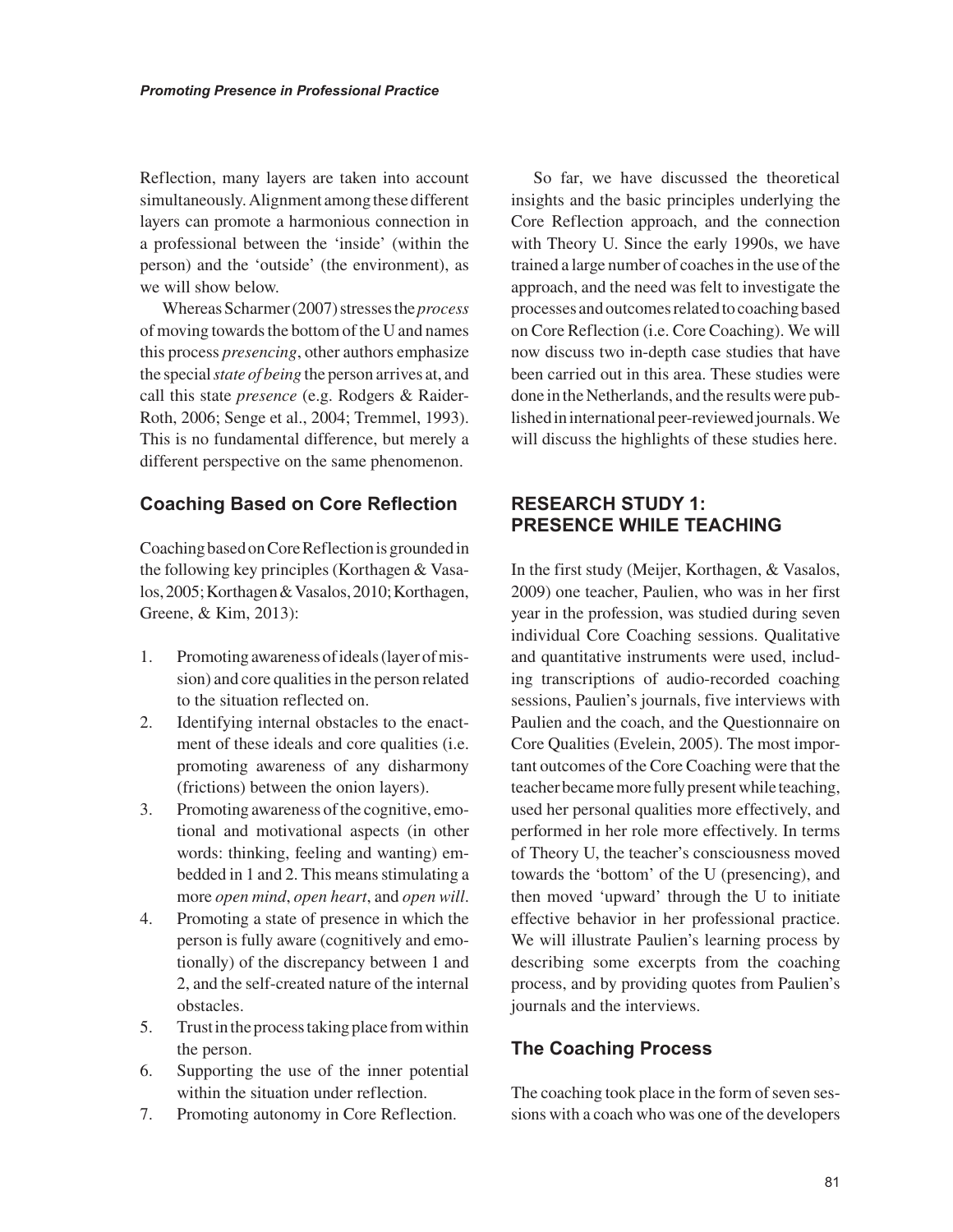Reflection, many layers are taken into account simultaneously. Alignment among these different layers can promote a harmonious connection in a professional between the 'inside' (within the person) and the 'outside' (the environment), as we will show below.

Whereas Scharmer (2007) stresses the *process* of moving towards the bottom of the U and names this process *presencing*, other authors emphasize the special *state of being* the person arrives at, and call this state *presence* (e.g. Rodgers & Raider-Roth, 2006; Senge et al., 2004; Tremmel, 1993). This is no fundamental difference, but merely a different perspective on the same phenomenon.

## Coaching Based on Core Reflection

Coaching based on Core Reflection is grounded in the following key principles (Korthagen & Vasalos, 2005; Korthagen & Vasalos, 2010; Korthagen, Greene, & Kim, 2013):

1. Promoting awareness of ideals (layer of mission) and core qualities in the person related to the situation reflected on.
2. Identifying internal obstacles to the enactment of these ideals and core qualities (i.e. promoting awareness of any disharmony (frictions) between the onion layers).
3. Promoting awareness of the cognitive, emotional and motivational aspects (in other words: thinking, feeling and wanting) embedded in 1 and 2. This means stimulating a more *open mind*, *open heart*, and *open will*.
4. Promoting a state of presence in which the person is fully aware (cognitively and emotionally) of the discrepancy between 1 and 2, and the self-created nature of the internal obstacles.
5. Trust in the process taking place from within the person.
6. Supporting the use of the inner potential within the situation under reflection.
7. Promoting autonomy in Core Reflection.

So far, we have discussed the theoretical insights and the basic principles underlying the Core Reflection approach, and the connection with Theory U. Since the early 1990s, we have trained a large number of coaches in the use of the approach, and the need was felt to investigate the processes and outcomes related to coaching based on Core Reflection (i.e. Core Coaching). We will now discuss two in-depth case studies that have been carried out in this area. These studies were done in the Netherlands, and the results were published in international peer-reviewed journals. We will discuss the highlights of these studies here.

## RESEARCH STUDY 1: PRESENCE WHILE TEACHING

In the first study (Meijer, Korthagen, & Vasalos, 2009) one teacher, Paulien, who was in her first year in the profession, was studied during seven individual Core Coaching sessions. Qualitative and quantitative instruments were used, including transcriptions of audio-recorded coaching sessions, Paulien's journals, five interviews with Paulien and the coach, and the Questionnaire on Core Qualities (Evelein, 2005). The most important outcomes of the Core Coaching were that the teacher became more fully present while teaching, used her personal qualities more effectively, and performed in her role more effectively. In terms of Theory U, the teacher's consciousness moved towards the 'bottom' of the U (presencing), and then moved 'upward' through the U to initiate effective behavior in her professional practice. We will illustrate Paulien's learning process by describing some excerpts from the coaching process, and by providing quotes from Paulien's journals and the interviews.

## The Coaching Process

The coaching took place in the form of seven sessions with a coach who was one of the developers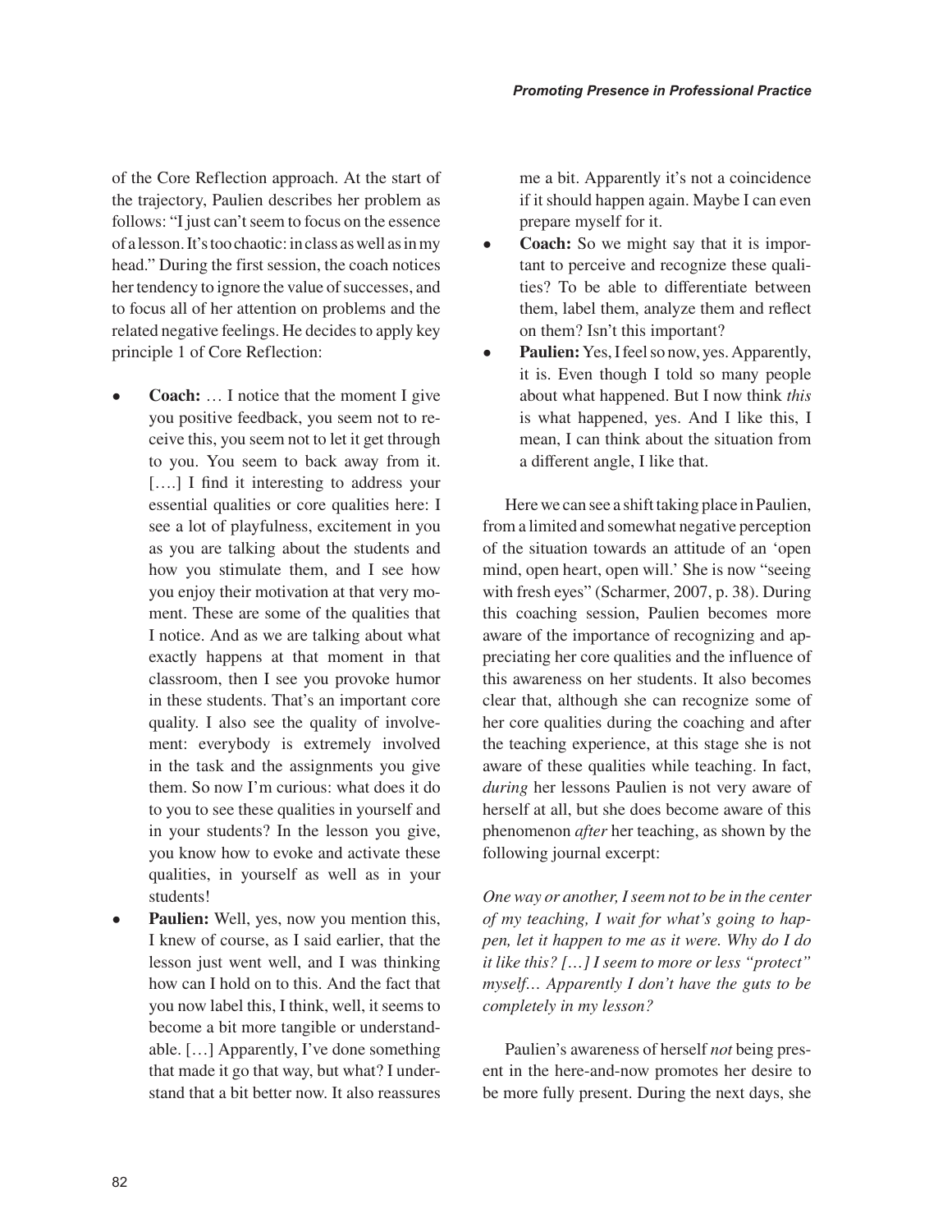of the Core Reflection approach. At the start of the trajectory, Paulien describes her problem as follows: "I just can't seem to focus on the essence of a lesson. It's too chaotic: in class as well as in my head." During the first session, the coach notices her tendency to ignore the value of successes, and to focus all of her attention on problems and the related negative feelings. He decides to apply key principle 1 of Core Reflection:

- **Coach:** … I notice that the moment I give you positive feedback, you seem not to receive this, you seem not to let it get through to you. You seem to back away from it. [….] I find it interesting to address your essential qualities or core qualities here: I see a lot of playfulness, excitement in you as you are talking about the students and how you stimulate them, and I see how you enjoy their motivation at that very moment. These are some of the qualities that I notice. And as we are talking about what exactly happens at that moment in that classroom, then I see you provoke humor in these students. That's an important core quality. I also see the quality of involvement: everybody is extremely involved in the task and the assignments you give them. So now I'm curious: what does it do to you to see these qualities in yourself and in your students? In the lesson you give, you know how to evoke and activate these qualities, in yourself as well as in your students!
- **Paulien:** Well, yes, now you mention this, I knew of course, as I said earlier, that the lesson just went well, and I was thinking how can I hold on to this. And the fact that you now label this, I think, well, it seems to become a bit more tangible or understandable. […] Apparently, I've done something that made it go that way, but what? I understand that a bit better now. It also reassures me a bit. Apparently it's not a coincidence if it should happen again. Maybe I can even prepare myself for it.
- **Coach:** So we might say that it is important to perceive and recognize these qualities? To be able to differentiate between them, label them, analyze them and reflect on them? Isn't this important?
- **Paulien:** Yes, I feel so now, yes. Apparently, it is. Even though I told so many people about what happened. But I now think *this* is what happened, yes. And I like this, I mean, I can think about the situation from a different angle, I like that.

Here we can see a shift taking place in Paulien, from a limited and somewhat negative perception of the situation towards an attitude of an 'open mind, open heart, open will.' She is now "seeing with fresh eyes" (Scharmer, 2007, p. 38). During this coaching session, Paulien becomes more aware of the importance of recognizing and appreciating her core qualities and the influence of this awareness on her students. It also becomes clear that, although she can recognize some of her core qualities during the coaching and after the teaching experience, at this stage she is not aware of these qualities while teaching. In fact, *during* her lessons Paulien is not very aware of herself at all, but she does become aware of this phenomenon *after* her teaching, as shown by the following journal excerpt:

*One way or another, I seem not to be in the center of my teaching, I wait for what's going to happen, let it happen to me as it were. Why do I do it like this? […] I seem to more or less "protect" myself… Apparently I don't have the guts to be completely in my lesson?*

Paulien's awareness of herself *not* being present in the here-and-now promotes her desire to be more fully present. During the next days, she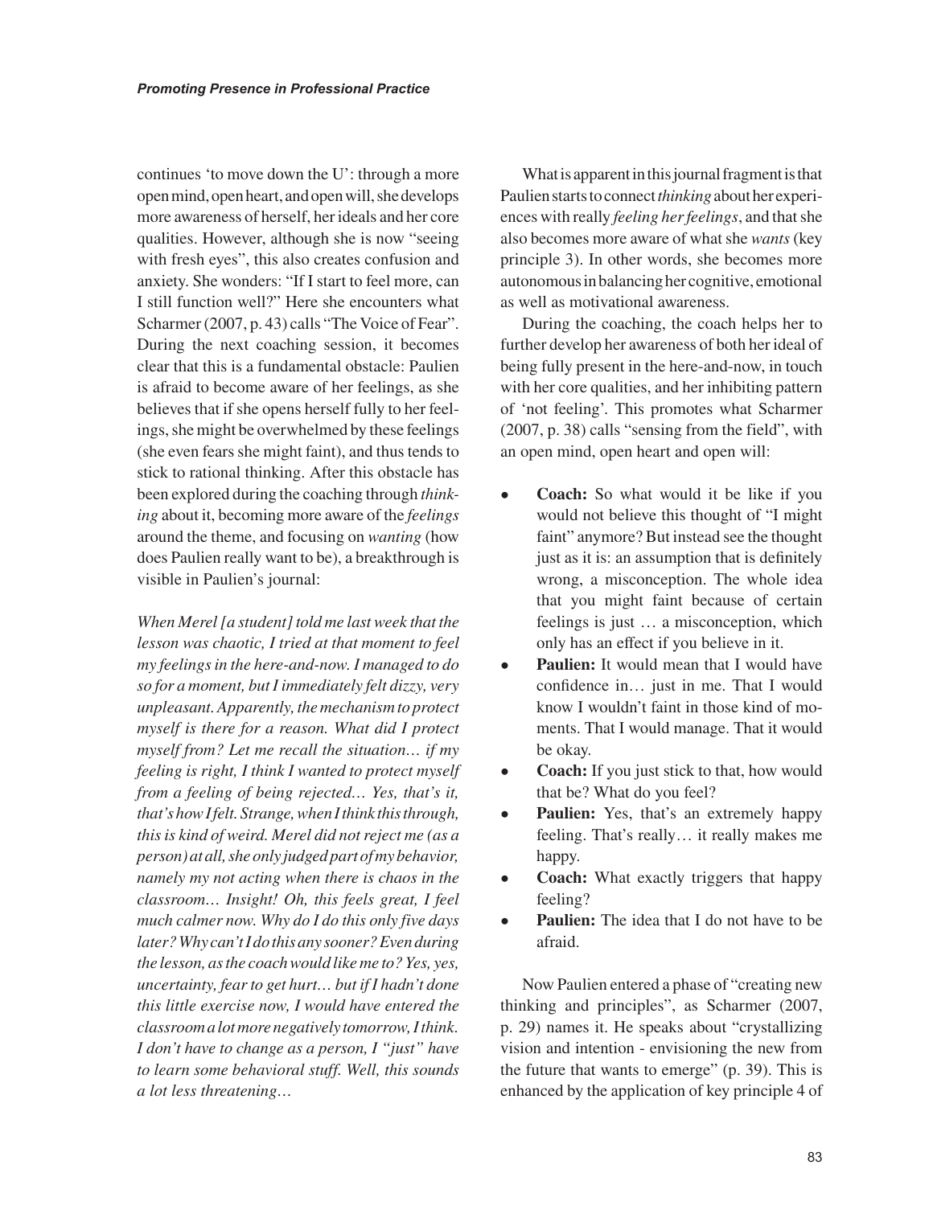continues 'to move down the U': through a more open mind, open heart, and open will, she develops more awareness of herself, her ideals and her core qualities. However, although she is now "seeing with fresh eyes", this also creates confusion and anxiety. She wonders: "If I start to feel more, can I still function well?" Here she encounters what Scharmer (2007, p. 43) calls "The Voice of Fear". During the next coaching session, it becomes clear that this is a fundamental obstacle: Paulien is afraid to become aware of her feelings, as she believes that if she opens herself fully to her feelings, she might be overwhelmed by these feelings (she even fears she might faint), and thus tends to stick to rational thinking. After this obstacle has been explored during the coaching through *thinking* about it, becoming more aware of the *feelings* around the theme, and focusing on *wanting* (how does Paulien really want to be), a breakthrough is visible in Paulien's journal:

*When Merel [a student] told me last week that the lesson was chaotic, I tried at that moment to feel my feelings in the here-and-now. I managed to do so for a moment, but I immediately felt dizzy, very unpleasant. Apparently, the mechanism to protect myself is there for a reason. What did I protect myself from? Let me recall the situation… if my feeling is right, I think I wanted to protect myself from a feeling of being rejected… Yes, that's it, that's how I felt. Strange, when I think this through, this is kind of weird. Merel did not reject me (as a person) at all, she only judged part of my behavior, namely my not acting when there is chaos in the classroom… Insight! Oh, this feels great, I feel much calmer now. Why do I do this only five days later? Why can't I do this any sooner? Even during the lesson, as the coach would like me to? Yes, yes, uncertainty, fear to get hurt… but if I hadn't done this little exercise now, I would have entered the classroom a lot more negatively tomorrow, I think. I don't have to change as a person, I "just" have to learn some behavioral stuff. Well, this sounds a lot less threatening…*

What is apparent in this journal fragment is that Paulien starts to connect *thinking* about her experiences with really *feeling her feelings*, and that she also becomes more aware of what she *wants* (key principle 3). In other words, she becomes more autonomous in balancing her cognitive, emotional as well as motivational awareness.

During the coaching, the coach helps her to further develop her awareness of both her ideal of being fully present in the here-and-now, in touch with her core qualities, and her inhibiting pattern of 'not feeling'. This promotes what Scharmer (2007, p. 38) calls "sensing from the field", with an open mind, open heart and open will:

- **Coach:** So what would it be like if you would not believe this thought of "I might faint" anymore? But instead see the thought just as it is: an assumption that is definitely wrong, a misconception. The whole idea that you might faint because of certain feelings is just … a misconception, which only has an effect if you believe in it.
- **Paulien:** It would mean that I would have confidence in… just in me. That I would know I wouldn't faint in those kind of moments. That I would manage. That it would be okay.
- **Coach:** If you just stick to that, how would that be? What do you feel?
- **Paulien:** Yes, that's an extremely happy feeling. That's really… it really makes me happy.
- **Coach:** What exactly triggers that happy feeling?
- **Paulien:** The idea that I do not have to be afraid.

Now Paulien entered a phase of "creating new thinking and principles", as Scharmer (2007, p. 29) names it. He speaks about "crystallizing vision and intention - envisioning the new from the future that wants to emerge" (p. 39). This is enhanced by the application of key principle 4 of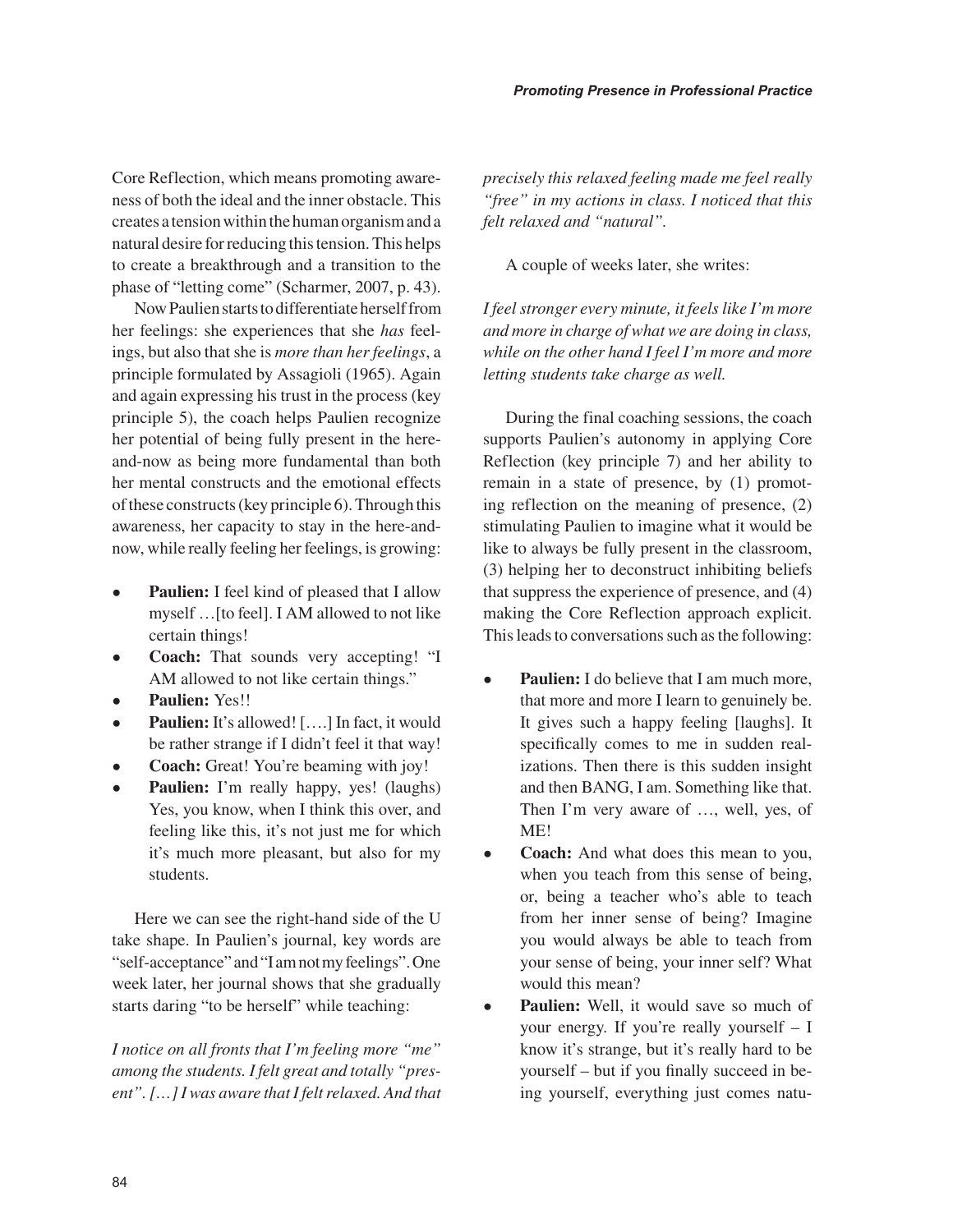Core Reflection, which means promoting awareness of both the ideal and the inner obstacle. This creates a tension within the human organism and a natural desire for reducing this tension. This helps to create a breakthrough and a transition to the phase of "letting come" (Scharmer, 2007, p. 43).

Now Paulien starts to differentiate herself from her feelings: she experiences that she *has* feelings, but also that she is *more than her feelings*, a principle formulated by Assagioli (1965). Again and again expressing his trust in the process (key principle 5), the coach helps Paulien recognize her potential of being fully present in the here-and-now as being more fundamental than both her mental constructs and the emotional effects of these constructs (key principle 6). Through this awareness, her capacity to stay in the here-and-now, while really feeling her feelings, is growing:

- **Paulien:** I feel kind of pleased that I allow myself …[to feel]. I AM allowed to not like certain things!
- **Coach:** That sounds very accepting! "I AM allowed to not like certain things."
- **Paulien:** Yes!!
- **Paulien:** It's allowed! [….] In fact, it would be rather strange if I didn't feel it that way!
- **Coach:** Great! You're beaming with joy!
- **Paulien:** I'm really happy, yes! (laughs) Yes, you know, when I think this over, and feeling like this, it's not just me for which it's much more pleasant, but also for my students.

Here we can see the right-hand side of the U take shape. In Paulien's journal, key words are "self-acceptance" and "I am not my feelings". One week later, her journal shows that she gradually starts daring "to be herself" while teaching:

*I notice on all fronts that I'm feeling more "me" among the students. I felt great and totally "present". […] I was aware that I felt relaxed. And that precisely this relaxed feeling made me feel really "free" in my actions in class. I noticed that this felt relaxed and "natural".*

A couple of weeks later, she writes:

*I feel stronger every minute, it feels like I'm more and more in charge of what we are doing in class, while on the other hand I feel I'm more and more letting students take charge as well.*

During the final coaching sessions, the coach supports Paulien's autonomy in applying Core Reflection (key principle 7) and her ability to remain in a state of presence, by (1) promoting reflection on the meaning of presence, (2) stimulating Paulien to imagine what it would be like to always be fully present in the classroom, (3) helping her to deconstruct inhibiting beliefs that suppress the experience of presence, and (4) making the Core Reflection approach explicit. This leads to conversations such as the following:

- **Paulien:** I do believe that I am much more, that more and more I learn to genuinely be. It gives such a happy feeling [laughs]. It specifically comes to me in sudden realizations. Then there is this sudden insight and then BANG, I am. Something like that. Then I'm very aware of …, well, yes, of ME!
- **Coach:** And what does this mean to you, when you teach from this sense of being, or, being a teacher who's able to teach from her inner sense of being? Imagine you would always be able to teach from your sense of being, your inner self? What would this mean?
- **Paulien:** Well, it would save so much of your energy. If you're really yourself – I know it's strange, but it's really hard to be yourself – but if you finally succeed in being yourself, everything just comes natu-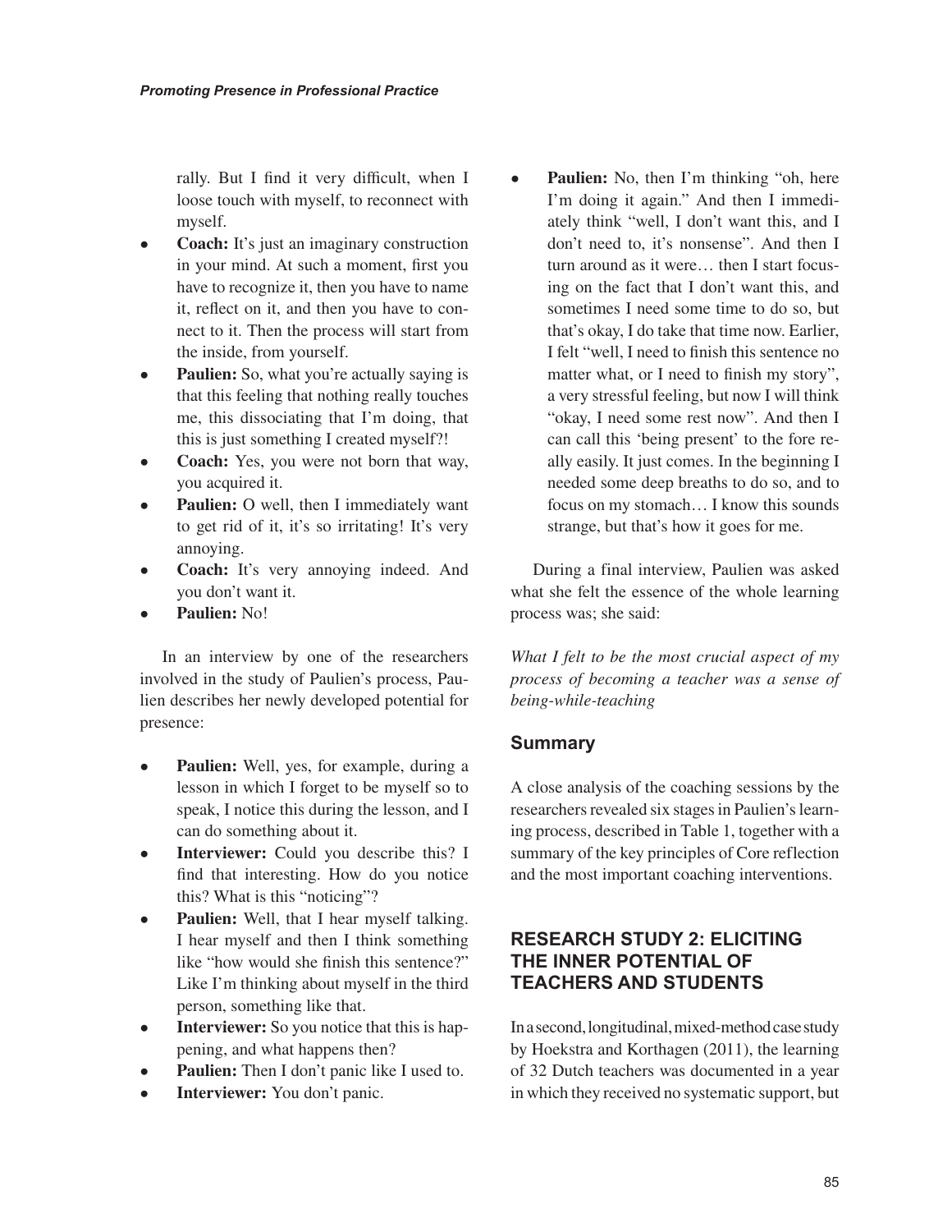rally. But I find it very difficult, when I loose touch with myself, to reconnect with myself.

- **Coach:** It's just an imaginary construction in your mind. At such a moment, first you have to recognize it, then you have to name it, reflect on it, and then you have to connect to it. Then the process will start from the inside, from yourself.
- **Paulien:** So, what you're actually saying is that this feeling that nothing really touches me, this dissociating that I'm doing, that this is just something I created myself?!
- **Coach:** Yes, you were not born that way, you acquired it.
- **Paulien:** O well, then I immediately want to get rid of it, it's so irritating! It's very annoying.
- **Coach:** It's very annoying indeed. And you don't want it.
- **Paulien:** No!

In an interview by one of the researchers involved in the study of Paulien's process, Paulien describes her newly developed potential for presence:

- **Paulien:** Well, yes, for example, during a lesson in which I forget to be myself so to speak, I notice this during the lesson, and I can do something about it.
- **Interviewer:** Could you describe this? I find that interesting. How do you notice this? What is this "noticing"?
- **Paulien:** Well, that I hear myself talking. I hear myself and then I think something like "how would she finish this sentence?" Like I'm thinking about myself in the third person, something like that.
- **Interviewer:** So you notice that this is happening, and what happens then?
- **Paulien:** Then I don't panic like I used to.
- **Interviewer:** You don't panic.
- **Paulien:** No, then I'm thinking "oh, here I'm doing it again." And then I immediately think "well, I don't want this, and I don't need to, it's nonsense". And then I turn around as it were… then I start focusing on the fact that I don't want this, and sometimes I need some time to do so, but that's okay, I do take that time now. Earlier, I felt "well, I need to finish this sentence no matter what, or I need to finish my story", a very stressful feeling, but now I will think "okay, I need some rest now". And then I can call this 'being present' to the fore really easily. It just comes. In the beginning I needed some deep breaths to do so, and to focus on my stomach… I know this sounds strange, but that's how it goes for me.

During a final interview, Paulien was asked what she felt the essence of the whole learning process was; she said:

*What I felt to be the most crucial aspect of my process of becoming a teacher was a sense of being-while-teaching*

### Summary

A close analysis of the coaching sessions by the researchers revealed six stages in Paulien's learning process, described in Table 1, together with a summary of the key principles of Core reflection and the most important coaching interventions.

## RESEARCH STUDY 2: ELICITING THE INNER POTENTIAL OF TEACHERS AND STUDENTS

In a second, longitudinal, mixed-method case study by Hoekstra and Korthagen (2011), the learning of 32 Dutch teachers was documented in a year in which they received no systematic support, but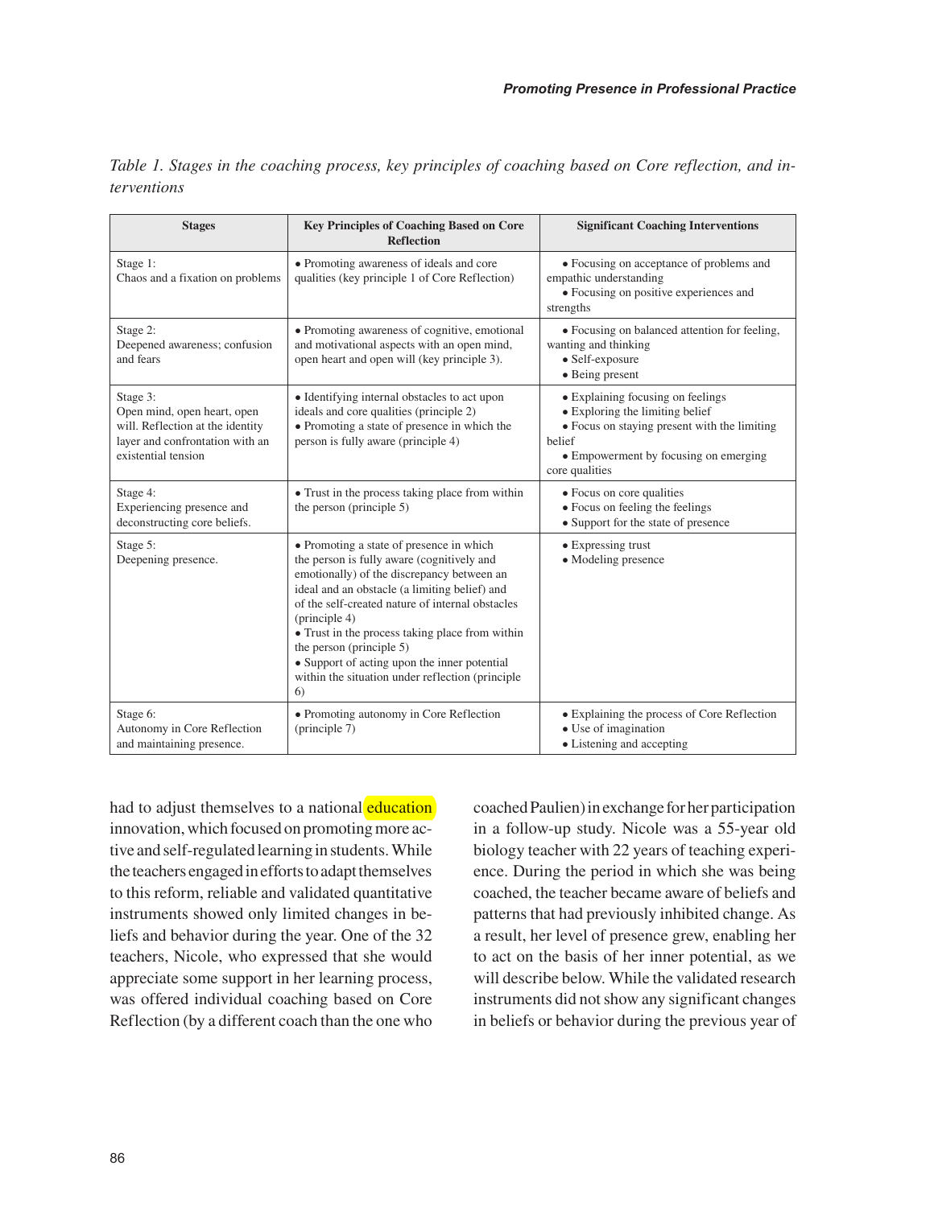*Table 1. Stages in the coaching process, key principles of coaching based on Core reflection, and interventions*

| Stages | Key Principles of Coaching Based on Core Reflection | Significant Coaching Interventions |
|---|---|---|
| Stage 1: Chaos and a fixation on problems | • Promoting awareness of ideals and core qualities (key principle 1 of Core Reflection) | • Focusing on acceptance of problems and empathic understanding • Focusing on positive experiences and strengths |
| Stage 2: Deepened awareness; confusion and fears | • Promoting awareness of cognitive, emotional and motivational aspects with an open mind, open heart and open will (key principle 3). | • Focusing on balanced attention for feeling, wanting and thinking • Self-exposure • Being present |
| Stage 3: Open mind, open heart, open will. Reflection at the identity layer and confrontation with an existential tension | • Identifying internal obstacles to act upon ideals and core qualities (principle 2) • Promoting a state of presence in which the person is fully aware (principle 4) | • Explaining focusing on feelings • Exploring the limiting belief • Focus on staying present with the limiting belief • Empowerment by focusing on emerging core qualities |
| Stage 4: Experiencing presence and deconstructing core beliefs. | • Trust in the process taking place from within the person (principle 5) | • Focus on core qualities • Focus on feeling the feelings • Support for the state of presence |
| Stage 5: Deepening presence. | • Promoting a state of presence in which the person is fully aware (cognitively and emotionally) of the discrepancy between an ideal and an obstacle (a limiting belief) and of the self-created nature of internal obstacles (principle 4) • Trust in the process taking place from within the person (principle 5) • Support of acting upon the inner potential within the situation under reflection (principle 6) | • Expressing trust • Modeling presence |
| Stage 6: Autonomy in Core Reflection and maintaining presence. | • Promoting autonomy in Core Reflection (principle 7) | • Explaining the process of Core Reflection • Use of imagination • Listening and accepting |

had to adjust themselves to a national education innovation, which focused on promoting more active and self-regulated learning in students. While the teachers engaged in efforts to adapt themselves to this reform, reliable and validated quantitative instruments showed only limited changes in beliefs and behavior during the year. One of the 32 teachers, Nicole, who expressed that she would appreciate some support in her learning process, was offered individual coaching based on Core Reflection (by a different coach than the one who coached Paulien) in exchange for her participation in a follow-up study. Nicole was a 55-year old biology teacher with 22 years of teaching experience. During the period in which she was being coached, the teacher became aware of beliefs and patterns that had previously inhibited change. As a result, her level of presence grew, enabling her to act on the basis of her inner potential, as we will describe below. While the validated research instruments did not show any significant changes in beliefs or behavior during the previous year of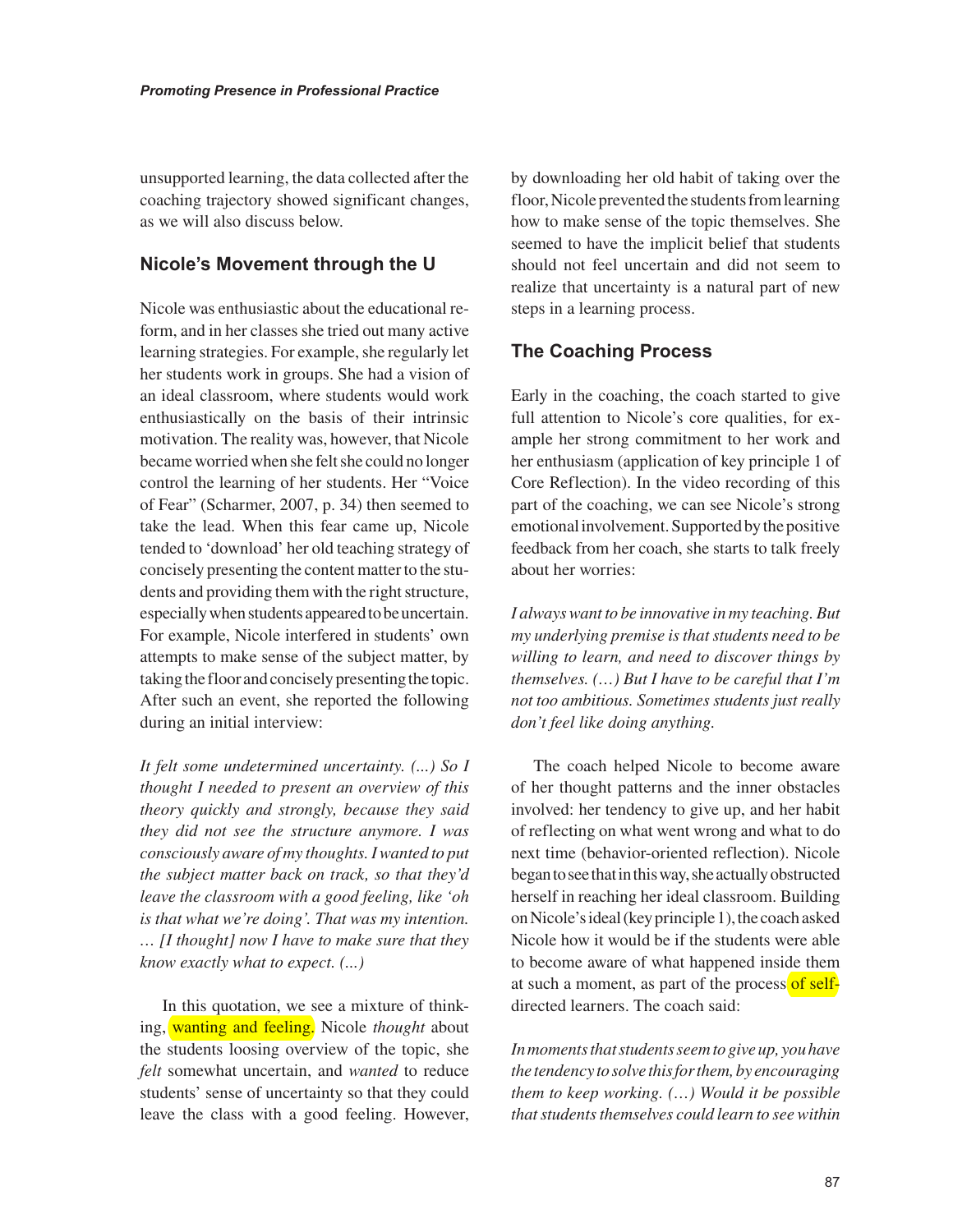unsupported learning, the data collected after the coaching trajectory showed significant changes, as we will also discuss below.

## Nicole's Movement through the U

Nicole was enthusiastic about the educational reform, and in her classes she tried out many active learning strategies. For example, she regularly let her students work in groups. She had a vision of an ideal classroom, where students would work enthusiastically on the basis of their intrinsic motivation. The reality was, however, that Nicole became worried when she felt she could no longer control the learning of her students. Her "Voice of Fear" (Scharmer, 2007, p. 34) then seemed to take the lead. When this fear came up, Nicole tended to 'download' her old teaching strategy of concisely presenting the content matter to the students and providing them with the right structure, especially when students appeared to be uncertain. For example, Nicole interfered in students' own attempts to make sense of the subject matter, by taking the floor and concisely presenting the topic. After such an event, she reported the following during an initial interview:

*It felt some undetermined uncertainty. (...) So I thought I needed to present an overview of this theory quickly and strongly, because they said they did not see the structure anymore. I was consciously aware of my thoughts. I wanted to put the subject matter back on track, so that they'd leave the classroom with a good feeling, like 'oh is that what we're doing'. That was my intention. … [I thought] now I have to make sure that they know exactly what to expect. (...)*

In this quotation, we see a mixture of thinking, wanting and feeling. Nicole *thought* about the students loosing overview of the topic, she *felt* somewhat uncertain, and *wanted* to reduce students' sense of uncertainty so that they could leave the class with a good feeling. However, by downloading her old habit of taking over the floor, Nicole prevented the students from learning how to make sense of the topic themselves. She seemed to have the implicit belief that students should not feel uncertain and did not seem to realize that uncertainty is a natural part of new steps in a learning process.

## The Coaching Process

Early in the coaching, the coach started to give full attention to Nicole's core qualities, for example her strong commitment to her work and her enthusiasm (application of key principle 1 of Core Reflection). In the video recording of this part of the coaching, we can see Nicole's strong emotional involvement. Supported by the positive feedback from her coach, she starts to talk freely about her worries:

*I always want to be innovative in my teaching. But my underlying premise is that students need to be willing to learn, and need to discover things by themselves. (…) But I have to be careful that I'm not too ambitious. Sometimes students just really don't feel like doing anything.*

The coach helped Nicole to become aware of her thought patterns and the inner obstacles involved: her tendency to give up, and her habit of reflecting on what went wrong and what to do next time (behavior-oriented reflection). Nicole began to see that in this way, she actually obstructed herself in reaching her ideal classroom. Building on Nicole's ideal (key principle 1), the coach asked Nicole how it would be if the students were able to become aware of what happened inside them at such a moment, as part of the process of self-directed learners. The coach said:

*In moments that students seem to give up, you have the tendency to solve this for them, by encouraging them to keep working. (…) Would it be possible that students themselves could learn to see within*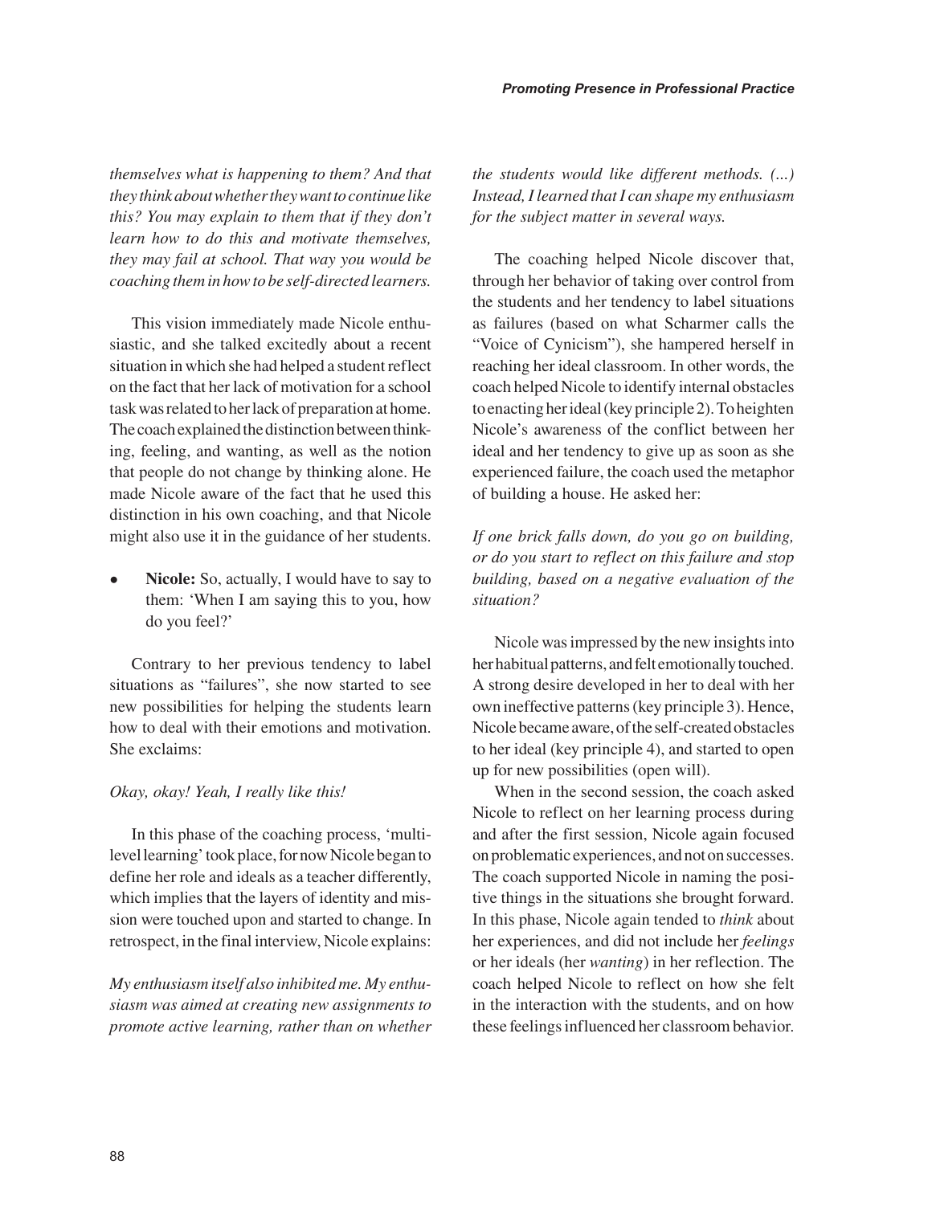*themselves what is happening to them? And that they think about whether they want to continue like this? You may explain to them that if they don't learn how to do this and motivate themselves, they may fail at school. That way you would be coaching them in how to be self-directed learners.*

This vision immediately made Nicole enthusiastic, and she talked excitedly about a recent situation in which she had helped a student reflect on the fact that her lack of motivation for a school task was related to her lack of preparation at home. The coach explained the distinction between thinking, feeling, and wanting, as well as the notion that people do not change by thinking alone. He made Nicole aware of the fact that he used this distinction in his own coaching, and that Nicole might also use it in the guidance of her students.

- **Nicole:** So, actually, I would have to say to them: 'When I am saying this to you, how do you feel?'

Contrary to her previous tendency to label situations as "failures", she now started to see new possibilities for helping the students learn how to deal with their emotions and motivation. She exclaims:

*Okay, okay! Yeah, I really like this!*

In this phase of the coaching process, 'multi-level learning' took place, for now Nicole began to define her role and ideals as a teacher differently, which implies that the layers of identity and mission were touched upon and started to change. In retrospect, in the final interview, Nicole explains:

*My enthusiasm itself also inhibited me. My enthusiasm was aimed at creating new assignments to promote active learning, rather than on whether the students would like different methods. (...) Instead, I learned that I can shape my enthusiasm for the subject matter in several ways.*

The coaching helped Nicole discover that, through her behavior of taking over control from the students and her tendency to label situations as failures (based on what Scharmer calls the "Voice of Cynicism"), she hampered herself in reaching her ideal classroom. In other words, the coach helped Nicole to identify internal obstacles to enacting her ideal (key principle 2). To heighten Nicole's awareness of the conflict between her ideal and her tendency to give up as soon as she experienced failure, the coach used the metaphor of building a house. He asked her:

*If one brick falls down, do you go on building, or do you start to reflect on this failure and stop building, based on a negative evaluation of the situation?*

Nicole was impressed by the new insights into her habitual patterns, and felt emotionally touched. A strong desire developed in her to deal with her own ineffective patterns (key principle 3). Hence, Nicole became aware, of the self-created obstacles to her ideal (key principle 4), and started to open up for new possibilities (open will).

When in the second session, the coach asked Nicole to reflect on her learning process during and after the first session, Nicole again focused on problematic experiences, and not on successes. The coach supported Nicole in naming the positive things in the situations she brought forward. In this phase, Nicole again tended to *think* about her experiences, and did not include her *feelings* or her ideals (her *wanting*) in her reflection. The coach helped Nicole to reflect on how she felt in the interaction with the students, and on how these feelings influenced her classroom behavior.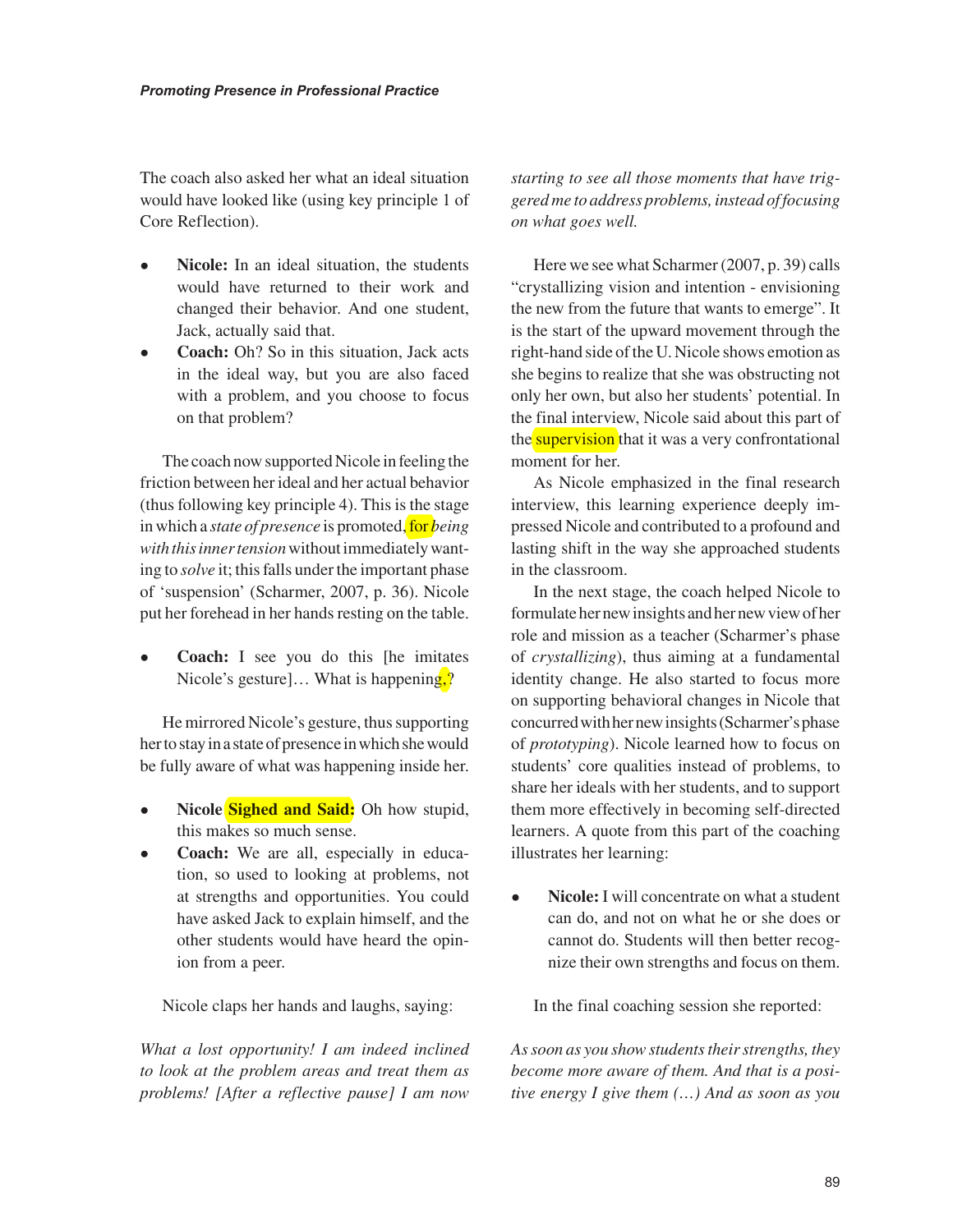The coach also asked her what an ideal situation would have looked like (using key principle 1 of Core Reflection).

- **Nicole:** In an ideal situation, the students would have returned to their work and changed their behavior. And one student, Jack, actually said that.
- **Coach:** Oh? So in this situation, Jack acts in the ideal way, but you are also faced with a problem, and you choose to focus on that problem?

The coach now supported Nicole in feeling the friction between her ideal and her actual behavior (thus following key principle 4). This is the stage in which a *state of presence* is promoted, for *being with this inner tension* without immediately wanting to *solve* it; this falls under the important phase of 'suspension' (Scharmer, 2007, p. 36). Nicole put her forehead in her hands resting on the table.

- **Coach:** I see you do this [he imitates Nicole's gesture]… What is happening,?

He mirrored Nicole's gesture, thus supporting her to stay in a state of presence in which she would be fully aware of what was happening inside her.

- **Nicole Sighed and Said:** Oh how stupid, this makes so much sense.
- **Coach:** We are all, especially in education, so used to looking at problems, not at strengths and opportunities. You could have asked Jack to explain himself, and the other students would have heard the opinion from a peer.

Nicole claps her hands and laughs, saying:

*What a lost opportunity! I am indeed inclined to look at the problem areas and treat them as problems! [After a reflective pause] I am now starting to see all those moments that have triggered me to address problems, instead of focusing on what goes well.*

Here we see what Scharmer (2007, p. 39) calls "crystallizing vision and intention - envisioning the new from the future that wants to emerge". It is the start of the upward movement through the right-hand side of the U. Nicole shows emotion as she begins to realize that she was obstructing not only her own, but also her students' potential. In the final interview, Nicole said about this part of the supervision that it was a very confrontational moment for her.

As Nicole emphasized in the final research interview, this learning experience deeply impressed Nicole and contributed to a profound and lasting shift in the way she approached students in the classroom.

In the next stage, the coach helped Nicole to formulate her new insights and her new view of her role and mission as a teacher (Scharmer's phase of *crystallizing*), thus aiming at a fundamental identity change. He also started to focus more on supporting behavioral changes in Nicole that concurred with her new insights (Scharmer's phase of *prototyping*). Nicole learned how to focus on students' core qualities instead of problems, to share her ideals with her students, and to support them more effectively in becoming self-directed learners. A quote from this part of the coaching illustrates her learning:

- **Nicole:** I will concentrate on what a student can do, and not on what he or she does or cannot do. Students will then better recognize their own strengths and focus on them.

In the final coaching session she reported:

*As soon as you show students their strengths, they become more aware of them. And that is a positive energy I give them (…) And as soon as you*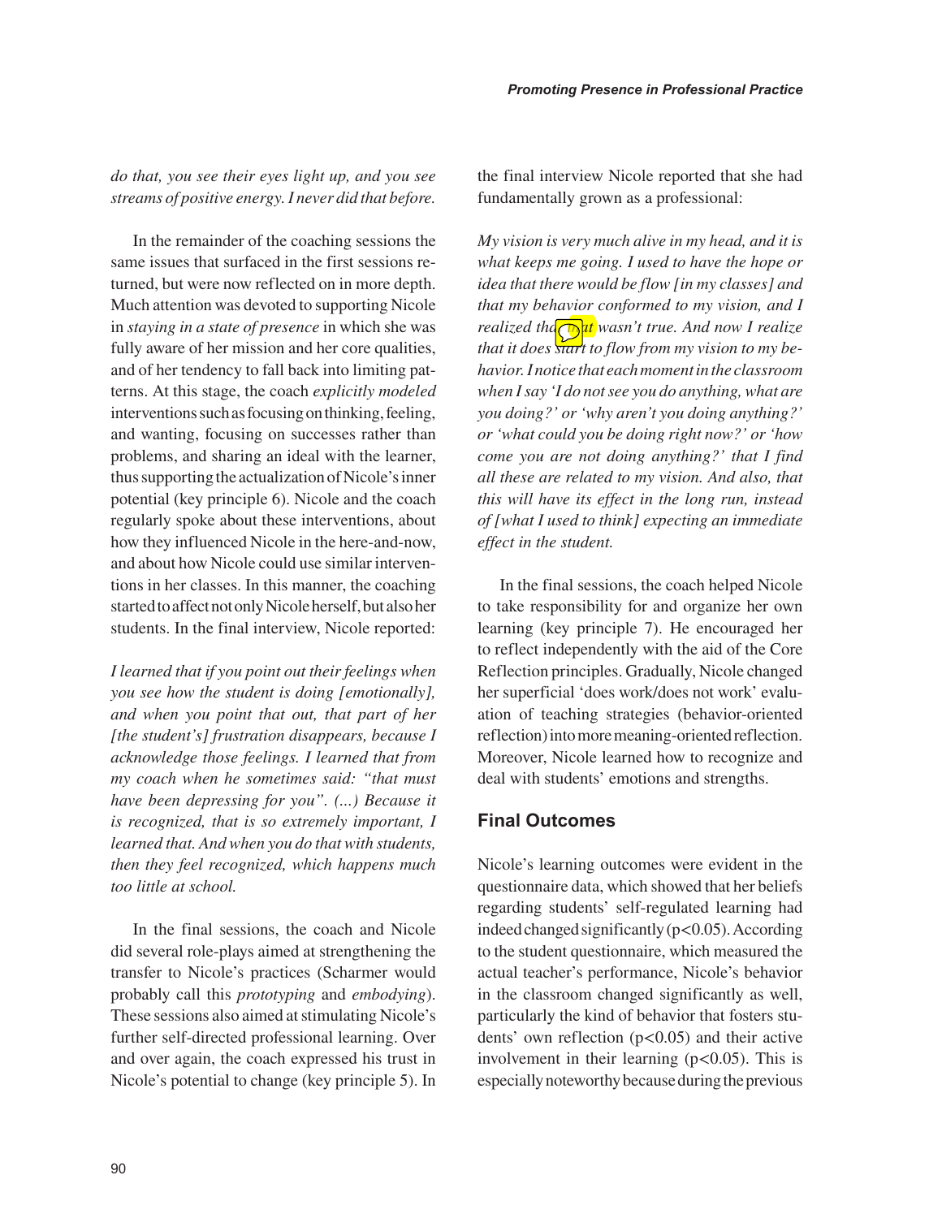*do that, you see their eyes light up, and you see streams of positive energy. I never did that before.*

In the remainder of the coaching sessions the same issues that surfaced in the first sessions returned, but were now reflected on in more depth. Much attention was devoted to supporting Nicole in *staying in a state of presence* in which she was fully aware of her mission and her core qualities, and of her tendency to fall back into limiting patterns. At this stage, the coach *explicitly modeled* interventions such as focusing on thinking, feeling, and wanting, focusing on successes rather than problems, and sharing an ideal with the learner, thus supporting the actualization of Nicole's inner potential (key principle 6). Nicole and the coach regularly spoke about these interventions, about how they influenced Nicole in the here-and-now, and about how Nicole could use similar interventions in her classes. In this manner, the coaching started to affect not only Nicole herself, but also her students. In the final interview, Nicole reported:

*I learned that if you point out their feelings when you see how the student is doing [emotionally], and when you point that out, that part of her [the student's] frustration disappears, because I acknowledge those feelings. I learned that from my coach when he sometimes said: "that must have been depressing for you". (...) Because it is recognized, that is so extremely important, I learned that. And when you do that with students, then they feel recognized, which happens much too little at school.*

In the final sessions, the coach and Nicole did several role-plays aimed at strengthening the transfer to Nicole's practices (Scharmer would probably call this *prototyping* and *embodying*). These sessions also aimed at stimulating Nicole's further self-directed professional learning. Over and over again, the coach expressed his trust in Nicole's potential to change (key principle 5). In the final interview Nicole reported that she had fundamentally grown as a professional:

*My vision is very much alive in my head, and it is what keeps me going. I used to have the hope or idea that there would be flow [in my classes] and that my behavior conformed to my vision, and I realized that that wasn't true. And now I realize that it does start to flow from my vision to my behavior. I notice that each moment in the classroom when I say 'I do not see you do anything, what are you doing?' or 'why aren't you doing anything?' or 'what could you be doing right now?' or 'how come you are not doing anything?' that I find all these are related to my vision. And also, that this will have its effect in the long run, instead of [what I used to think] expecting an immediate effect in the student.*

In the final sessions, the coach helped Nicole to take responsibility for and organize her own learning (key principle 7). He encouraged her to reflect independently with the aid of the Core Reflection principles. Gradually, Nicole changed her superficial 'does work/does not work' evaluation of teaching strategies (behavior-oriented reflection) into more meaning-oriented reflection. Moreover, Nicole learned how to recognize and deal with students' emotions and strengths.

## Final Outcomes

Nicole's learning outcomes were evident in the questionnaire data, which showed that her beliefs regarding students' self-regulated learning had indeed changed significantly ($p<0.05$). According to the student questionnaire, which measured the actual teacher's performance, Nicole's behavior in the classroom changed significantly as well, particularly the kind of behavior that fosters students' own reflection ($p<0.05$) and their active involvement in their learning ($p<0.05$). This is especially noteworthy because during the previous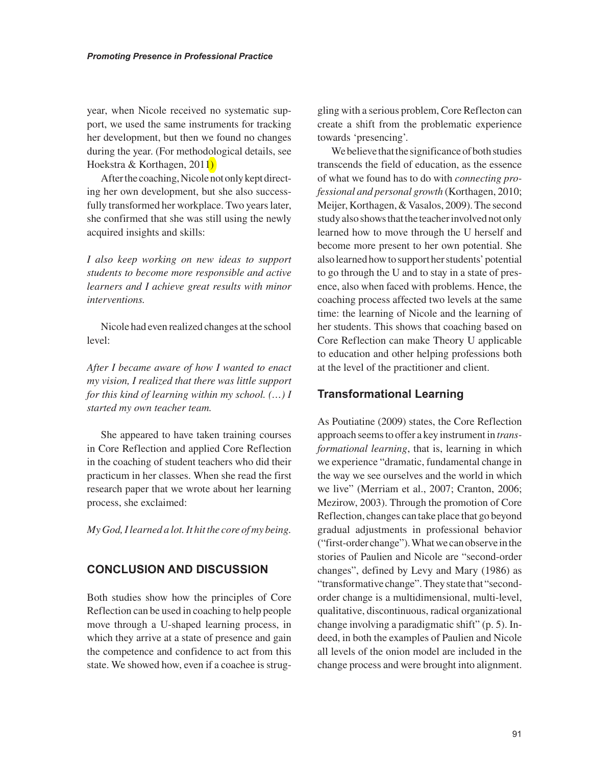year, when Nicole received no systematic support, we used the same instruments for tracking her development, but then we found no changes during the year. (For methodological details, see Hoekstra & Korthagen, 2011)

After the coaching, Nicole not only kept directing her own development, but she also successfully transformed her workplace. Two years later, she confirmed that she was still using the newly acquired insights and skills:

*I also keep working on new ideas to support students to become more responsible and active learners and I achieve great results with minor interventions.*

Nicole had even realized changes at the school level:

*After I became aware of how I wanted to enact my vision, I realized that there was little support for this kind of learning within my school. (…) I started my own teacher team.*

She appeared to have taken training courses in Core Reflection and applied Core Reflection in the coaching of student teachers who did their practicum in her classes. When she read the first research paper that we wrote about her learning process, she exclaimed:

*My God, I learned a lot. It hit the core of my being.*

## CONCLUSION AND DISCUSSION

Both studies show how the principles of Core Reflection can be used in coaching to help people move through a U-shaped learning process, in which they arrive at a state of presence and gain the competence and confidence to act from this state. We showed how, even if a coachee is struggling with a serious problem, Core Reflecton can create a shift from the problematic experience towards 'presencing'.

We believe that the significance of both studies transcends the field of education, as the essence of what we found has to do with *connecting professional and personal growth* (Korthagen, 2010; Meijer, Korthagen, & Vasalos, 2009). The second study also shows that the teacher involved not only learned how to move through the U herself and become more present to her own potential. She also learned how to support her students' potential to go through the U and to stay in a state of presence, also when faced with problems. Hence, the coaching process affected two levels at the same time: the learning of Nicole and the learning of her students. This shows that coaching based on Core Reflection can make Theory U applicable to education and other helping professions both at the level of the practitioner and client.

### Transformational Learning

As Poutiatine (2009) states, the Core Reflection approach seems to offer a key instrument in *transformational learning*, that is, learning in which we experience "dramatic, fundamental change in the way we see ourselves and the world in which we live" (Merriam et al., 2007; Cranton, 2006; Mezirow, 2003). Through the promotion of Core Reflection, changes can take place that go beyond gradual adjustments in professional behavior ("first-order change"). What we can observe in the stories of Paulien and Nicole are "second-order changes", defined by Levy and Mary (1986) as "transformative change". They state that "second-order change is a multidimensional, multi-level, qualitative, discontinuous, radical organizational change involving a paradigmatic shift" (p. 5). Indeed, in both the examples of Paulien and Nicole all levels of the onion model are included in the change process and were brought into alignment.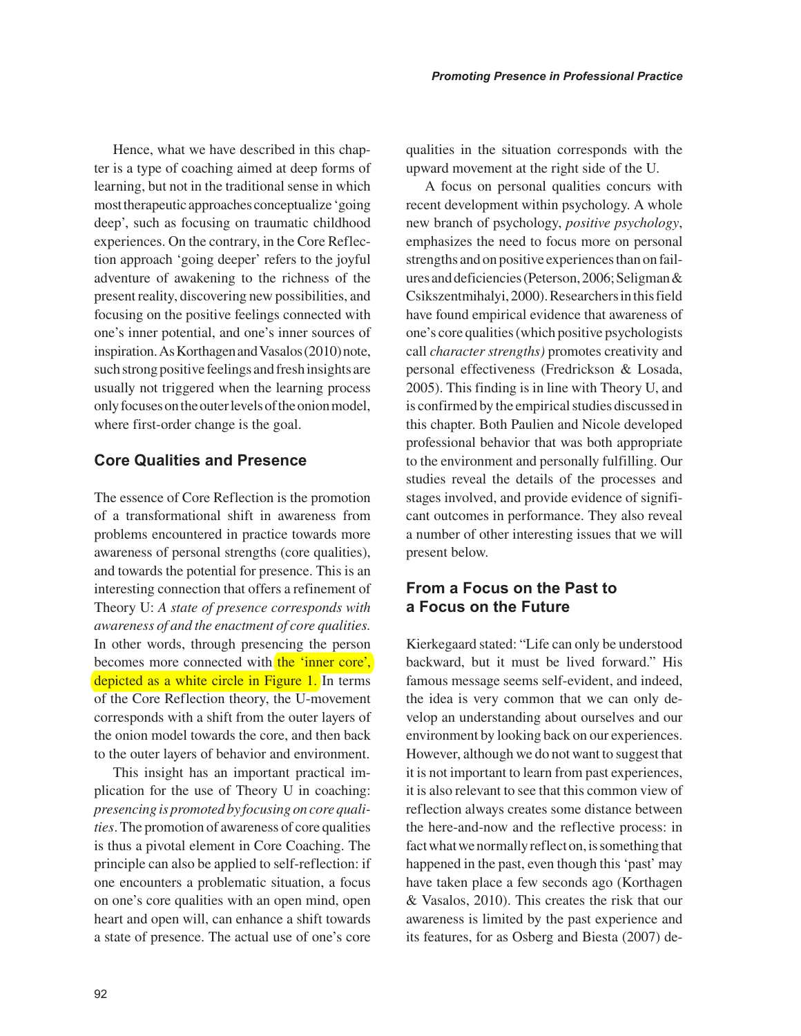Hence, what we have described in this chapter is a type of coaching aimed at deep forms of learning, but not in the traditional sense in which most therapeutic approaches conceptualize 'going deep', such as focusing on traumatic childhood experiences. On the contrary, in the Core Reflection approach 'going deeper' refers to the joyful adventure of awakening to the richness of the present reality, discovering new possibilities, and focusing on the positive feelings connected with one's inner potential, and one's inner sources of inspiration. As Korthagen and Vasalos (2010) note, such strong positive feelings and fresh insights are usually not triggered when the learning process only focuses on the outer levels of the onion model, where first-order change is the goal.

## Core Qualities and Presence

The essence of Core Reflection is the promotion of a transformational shift in awareness from problems encountered in practice towards more awareness of personal strengths (core qualities), and towards the potential for presence. This is an interesting connection that offers a refinement of Theory U: *A state of presence corresponds with awareness of and the enactment of core qualities.* In other words, through presencing the person becomes more connected with the 'inner core', depicted as a white circle in Figure 1. In terms of the Core Reflection theory, the U-movement corresponds with a shift from the outer layers of the onion model towards the core, and then back to the outer layers of behavior and environment.

This insight has an important practical implication for the use of Theory U in coaching: *presencing is promoted by focusing on core qualities*. The promotion of awareness of core qualities is thus a pivotal element in Core Coaching. The principle can also be applied to self-reflection: if one encounters a problematic situation, a focus on one's core qualities with an open mind, open heart and open will, can enhance a shift towards a state of presence. The actual use of one's core qualities in the situation corresponds with the upward movement at the right side of the U.

A focus on personal qualities concurs with recent development within psychology. A whole new branch of psychology, *positive psychology*, emphasizes the need to focus more on personal strengths and on positive experiences than on failures and deficiencies (Peterson, 2006; Seligman & Csikszentmihalyi, 2000). Researchers in this field have found empirical evidence that awareness of one's core qualities (which positive psychologists call *character strengths)* promotes creativity and personal effectiveness (Fredrickson & Losada, 2005). This finding is in line with Theory U, and is confirmed by the empirical studies discussed in this chapter. Both Paulien and Nicole developed professional behavior that was both appropriate to the environment and personally fulfilling. Our studies reveal the details of the processes and stages involved, and provide evidence of significant outcomes in performance. They also reveal a number of other interesting issues that we will present below.

## From a Focus on the Past to a Focus on the Future

Kierkegaard stated: "Life can only be understood backward, but it must be lived forward." His famous message seems self-evident, and indeed, the idea is very common that we can only develop an understanding about ourselves and our environment by looking back on our experiences. However, although we do not want to suggest that it is not important to learn from past experiences, it is also relevant to see that this common view of reflection always creates some distance between the here-and-now and the reflective process: in fact what we normally reflect on, is something that happened in the past, even though this 'past' may have taken place a few seconds ago (Korthagen & Vasalos, 2010). This creates the risk that our awareness is limited by the past experience and its features, for as Osberg and Biesta (2007) de-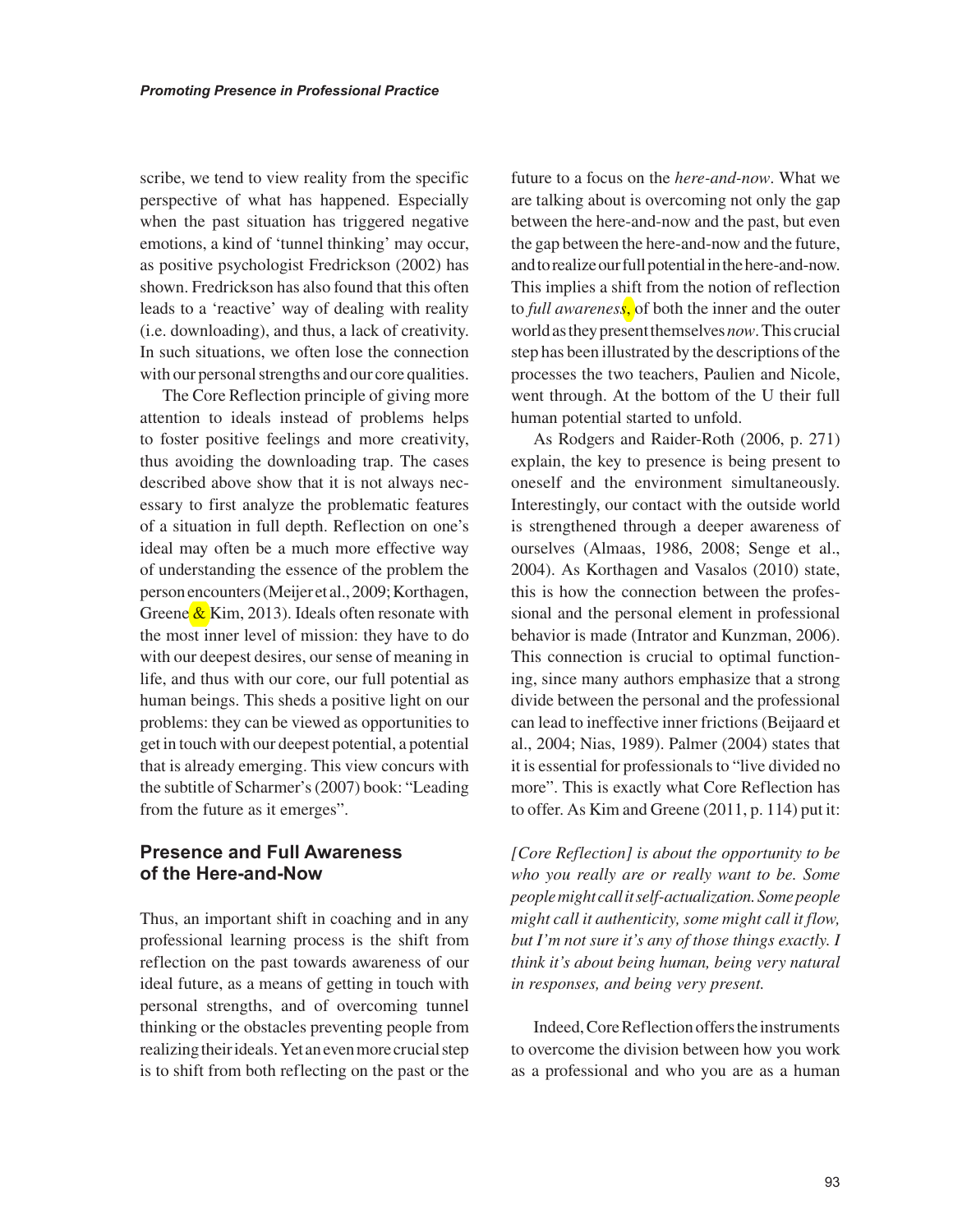scribe, we tend to view reality from the specific perspective of what has happened. Especially when the past situation has triggered negative emotions, a kind of 'tunnel thinking' may occur, as positive psychologist Fredrickson (2002) has shown. Fredrickson has also found that this often leads to a 'reactive' way of dealing with reality (i.e. downloading), and thus, a lack of creativity. In such situations, we often lose the connection with our personal strengths and our core qualities.

The Core Reflection principle of giving more attention to ideals instead of problems helps to foster positive feelings and more creativity, thus avoiding the downloading trap. The cases described above show that it is not always necessary to first analyze the problematic features of a situation in full depth. Reflection on one's ideal may often be a much more effective way of understanding the essence of the problem the person encounters (Meijer et al., 2009; Korthagen, Greene & Kim, 2013). Ideals often resonate with the most inner level of mission: they have to do with our deepest desires, our sense of meaning in life, and thus with our core, our full potential as human beings. This sheds a positive light on our problems: they can be viewed as opportunities to get in touch with our deepest potential, a potential that is already emerging. This view concurs with the subtitle of Scharmer's (2007) book: "Leading from the future as it emerges".

## Presence and Full Awareness of the Here-and-Now

Thus, an important shift in coaching and in any professional learning process is the shift from reflection on the past towards awareness of our ideal future, as a means of getting in touch with personal strengths, and of overcoming tunnel thinking or the obstacles preventing people from realizing their ideals. Yet an even more crucial step is to shift from both reflecting on the past or the future to a focus on the *here-and-now*. What we are talking about is overcoming not only the gap between the here-and-now and the past, but even the gap between the here-and-now and the future, and to realize our full potential in the here-and-now. This implies a shift from the notion of reflection to *full awareness*, of both the inner and the outer world as they present themselves *now*. This crucial step has been illustrated by the descriptions of the processes the two teachers, Paulien and Nicole, went through. At the bottom of the U their full human potential started to unfold.

As Rodgers and Raider-Roth (2006, p. 271) explain, the key to presence is being present to oneself and the environment simultaneously. Interestingly, our contact with the outside world is strengthened through a deeper awareness of ourselves (Almaas, 1986, 2008; Senge et al., 2004). As Korthagen and Vasalos (2010) state, this is how the connection between the professional and the personal element in professional behavior is made (Intrator and Kunzman, 2006). This connection is crucial to optimal functioning, since many authors emphasize that a strong divide between the personal and the professional can lead to ineffective inner frictions (Beijaard et al., 2004; Nias, 1989). Palmer (2004) states that it is essential for professionals to "live divided no more". This is exactly what Core Reflection has to offer. As Kim and Greene (2011, p. 114) put it:

*[Core Reflection] is about the opportunity to be who you really are or really want to be. Some people might call it self-actualization. Some people might call it authenticity, some might call it flow, but I'm not sure it's any of those things exactly. I think it's about being human, being very natural in responses, and being very present.*

Indeed, Core Reflection offers the instruments to overcome the division between how you work as a professional and who you are as a human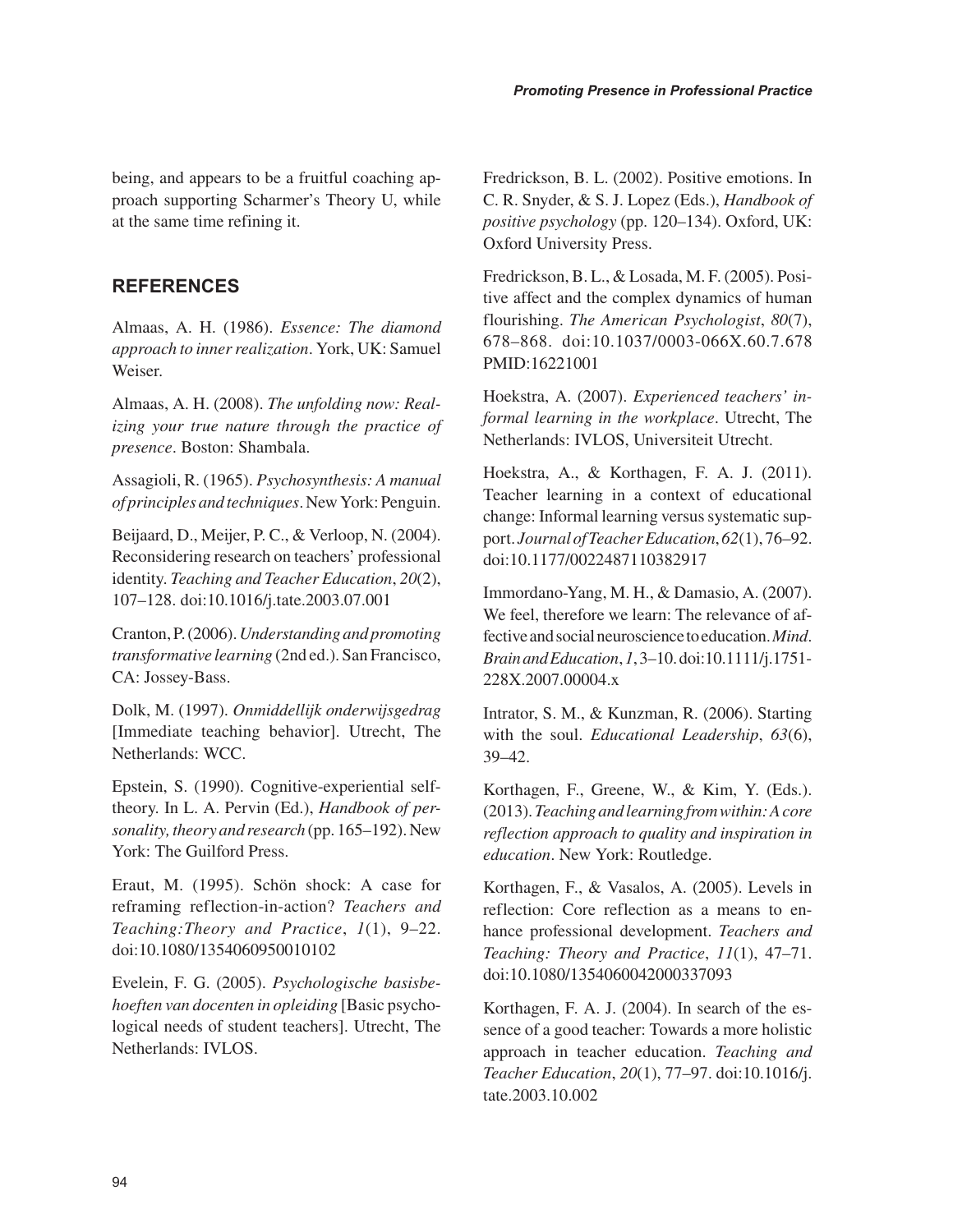being, and appears to be a fruitful coaching approach supporting Scharmer's Theory U, while at the same time refining it.

## REFERENCES

Almaas, A. H. (1986). *Essence: The diamond approach to inner realization*. York, UK: Samuel Weiser.

Almaas, A. H. (2008). *The unfolding now: Realizing your true nature through the practice of presence*. Boston: Shambala.

Assagioli, R. (1965). *Psychosynthesis: A manual of principles and techniques*. New York: Penguin.

Beijaard, D., Meijer, P. C., & Verloop, N. (2004). Reconsidering research on teachers' professional identity. *Teaching and Teacher Education*, *20*(2), 107–128. doi:10.1016/j.tate.2003.07.001

Cranton, P. (2006). *Understanding and promoting transformative learning* (2nd ed.). San Francisco, CA: Jossey-Bass.

Dolk, M. (1997). *Onmiddellijk onderwijsgedrag* [Immediate teaching behavior]. Utrecht, The Netherlands: WCC.

Epstein, S. (1990). Cognitive-experiential self-theory. In L. A. Pervin (Ed.), *Handbook of personality, theory and research* (pp. 165–192). New York: The Guilford Press.

Eraut, M. (1995). Schön shock: A case for reframing reflection-in-action? *Teachers and Teaching:Theory and Practice*, *1*(1), 9–22. doi:10.1080/1354060950010102

Evelein, F. G. (2005). *Psychologische basisbehoeften van docenten in opleiding* [Basic psychological needs of student teachers]. Utrecht, The Netherlands: IVLOS.

Fredrickson, B. L. (2002). Positive emotions. In C. R. Snyder, & S. J. Lopez (Eds.), *Handbook of positive psychology* (pp. 120–134). Oxford, UK: Oxford University Press.

Fredrickson, B. L., & Losada, M. F. (2005). Positive affect and the complex dynamics of human flourishing. *The American Psychologist*, *80*(7), 678–868. doi:10.1037/0003-066X.60.7.678 PMID:16221001

Hoekstra, A. (2007). *Experienced teachers' informal learning in the workplace*. Utrecht, The Netherlands: IVLOS, Universiteit Utrecht.

Hoekstra, A., & Korthagen, F. A. J. (2011). Teacher learning in a context of educational change: Informal learning versus systematic support. *Journal of Teacher Education*, *62*(1), 76–92. doi:10.1177/0022487110382917

Immordano-Yang, M. H., & Damasio, A. (2007). We feel, therefore we learn: The relevance of affective and social neuroscience to education. *Mind. Brain and Education*, *1*, 3–10. doi:10.1111/j.1751-228X.2007.00004.x

Intrator, S. M., & Kunzman, R. (2006). Starting with the soul. *Educational Leadership*, *63*(6), 39–42.

Korthagen, F., Greene, W., & Kim, Y. (Eds.). (2013). *Teaching and learning from within: A core reflection approach to quality and inspiration in education*. New York: Routledge.

Korthagen, F., & Vasalos, A. (2005). Levels in reflection: Core reflection as a means to enhance professional development. *Teachers and Teaching: Theory and Practice*, *11*(1), 47–71. doi:10.1080/1354060042000337093

Korthagen, F. A. J. (2004). In search of the essence of a good teacher: Towards a more holistic approach in teacher education. *Teaching and Teacher Education*, *20*(1), 77–97. doi:10.1016/j.tate.2003.10.002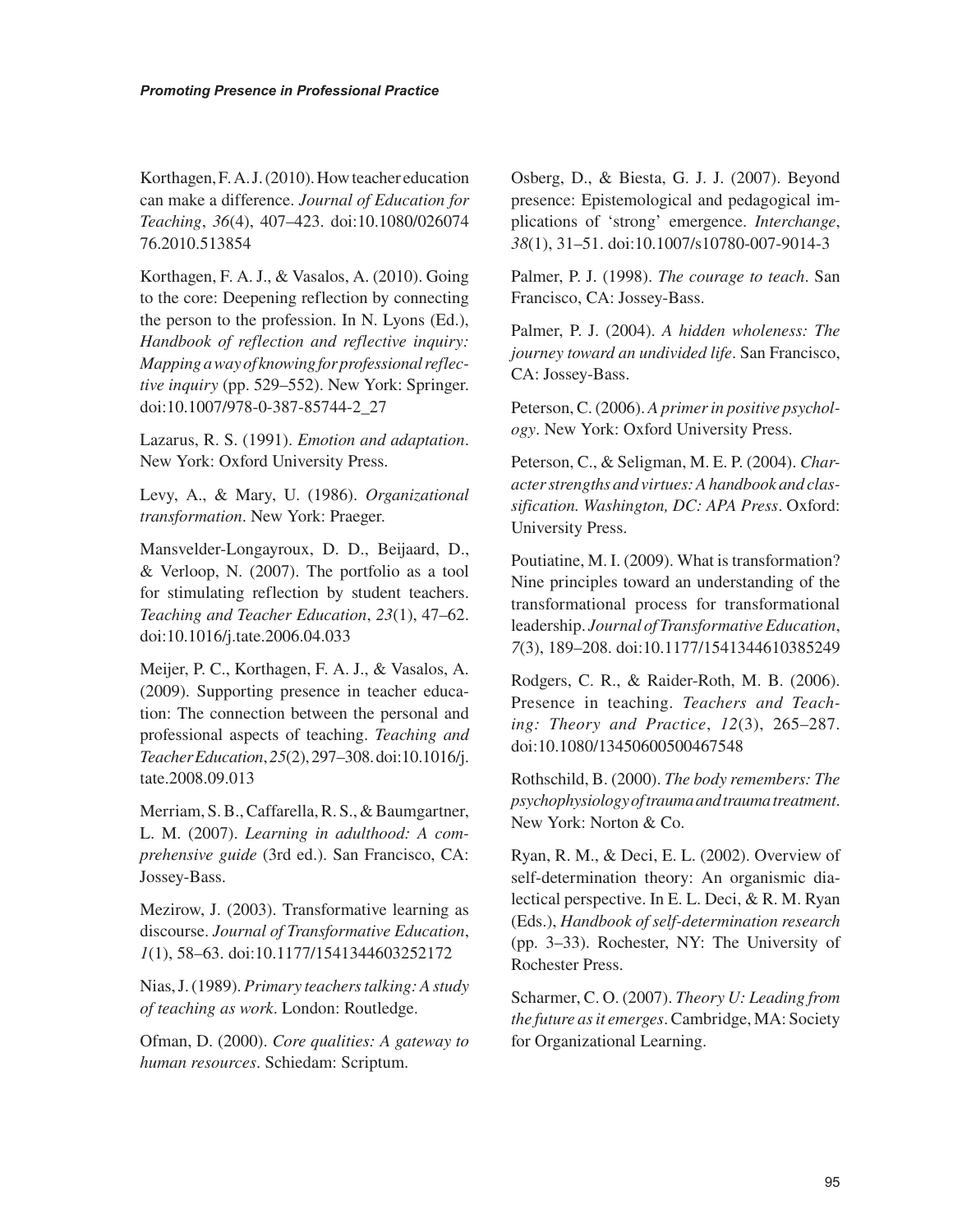Korthagen, F. A. J. (2010). How teacher education can make a difference. *Journal of Education for Teaching*, *36*(4), 407–423. doi:10.1080/02607476.2010.513854

Korthagen, F. A. J., & Vasalos, A. (2010). Going to the core: Deepening reflection by connecting the person to the profession. In N. Lyons (Ed.), *Handbook of reflection and reflective inquiry: Mapping a way of knowing for professional reflective inquiry* (pp. 529–552). New York: Springer. doi:10.1007/978-0-387-85744-2_27

Lazarus, R. S. (1991). *Emotion and adaptation*. New York: Oxford University Press.

Levy, A., & Mary, U. (1986). *Organizational transformation*. New York: Praeger.

Mansvelder-Longayroux, D. D., Beijaard, D., & Verloop, N. (2007). The portfolio as a tool for stimulating reflection by student teachers. *Teaching and Teacher Education*, *23*(1), 47–62. doi:10.1016/j.tate.2006.04.033

Meijer, P. C., Korthagen, F. A. J., & Vasalos, A. (2009). Supporting presence in teacher education: The connection between the personal and professional aspects of teaching. *Teaching and Teacher Education*, *25*(2), 297–308. doi:10.1016/j.tate.2008.09.013

Merriam, S. B., Caffarella, R. S., & Baumgartner, L. M. (2007). *Learning in adulthood: A comprehensive guide* (3rd ed.). San Francisco, CA: Jossey-Bass.

Mezirow, J. (2003). Transformative learning as discourse. *Journal of Transformative Education*, *1*(1), 58–63. doi:10.1177/1541344603252172

Nias, J. (1989). *Primary teachers talking: A study of teaching as work*. London: Routledge.

Ofman, D. (2000). *Core qualities: A gateway to human resources*. Schiedam: Scriptum.

Osberg, D., & Biesta, G. J. J. (2007). Beyond presence: Epistemological and pedagogical implications of 'strong' emergence. *Interchange*, *38*(1), 31–51. doi:10.1007/s10780-007-9014-3

Palmer, P. J. (1998). *The courage to teach*. San Francisco, CA: Jossey-Bass.

Palmer, P. J. (2004). *A hidden wholeness: The journey toward an undivided life*. San Francisco, CA: Jossey-Bass.

Peterson, C. (2006). *A primer in positive psychology*. New York: Oxford University Press.

Peterson, C., & Seligman, M. E. P. (2004). *Character strengths and virtues: A handbook and classification. Washington, DC: APA Press*. Oxford: University Press.

Poutiatine, M. I. (2009). What is transformation? Nine principles toward an understanding of the transformational process for transformational leadership. *Journal of Transformative Education*, *7*(3), 189–208. doi:10.1177/1541344610385249

Rodgers, C. R., & Raider-Roth, M. B. (2006). Presence in teaching. *Teachers and Teaching: Theory and Practice*, *12*(3), 265–287. doi:10.1080/13450600500467548

Rothschild, B. (2000). *The body remembers: The psychophysiology of trauma and trauma treatment*. New York: Norton & Co.

Ryan, R. M., & Deci, E. L. (2002). Overview of self-determination theory: An organismic dialectical perspective. In E. L. Deci, & R. M. Ryan (Eds.), *Handbook of self-determination research* (pp. 3–33). Rochester, NY: The University of Rochester Press.

Scharmer, C. O. (2007). *Theory U: Leading from the future as it emerges*. Cambridge, MA: Society for Organizational Learning.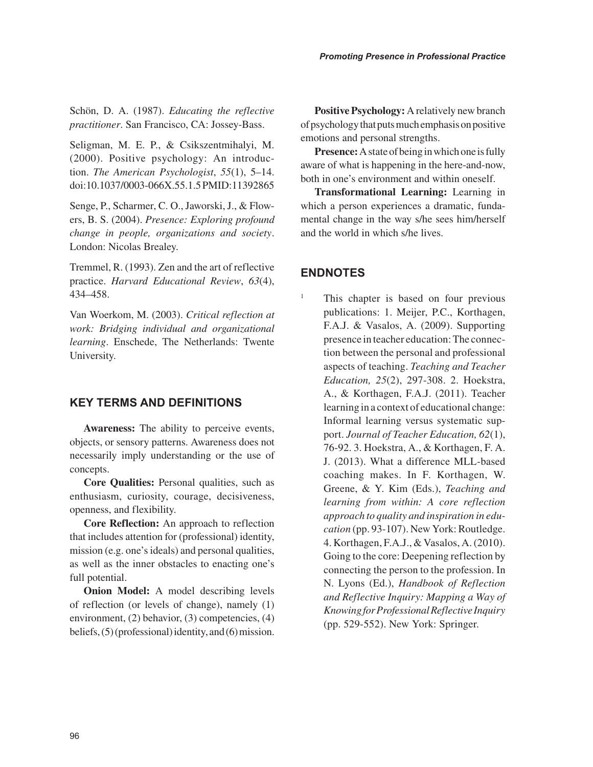Schön, D. A. (1987). *Educating the reflective practitioner*. San Francisco, CA: Jossey-Bass.

Seligman, M. E. P., & Csikszentmihalyi, M. (2000). Positive psychology: An introduction. *The American Psychologist*, *55*(1), 5–14. doi:10.1037/0003-066X.55.1.5 PMID:11392865

Senge, P., Scharmer, C. O., Jaworski, J., & Flowers, B. S. (2004). *Presence: Exploring profound change in people, organizations and society*. London: Nicolas Brealey.

Tremmel, R. (1993). Zen and the art of reflective practice. *Harvard Educational Review*, *63*(4), 434–458.

Van Woerkom, M. (2003). *Critical reflection at work: Bridging individual and organizational learning*. Enschede, The Netherlands: Twente University.

## KEY TERMS AND DEFINITIONS

**Awareness:** The ability to perceive events, objects, or sensory patterns. Awareness does not necessarily imply understanding or the use of concepts.

**Core Qualities:** Personal qualities, such as enthusiasm, curiosity, courage, decisiveness, openness, and flexibility.

**Core Reflection:** An approach to reflection that includes attention for (professional) identity, mission (e.g. one's ideals) and personal qualities, as well as the inner obstacles to enacting one's full potential.

**Onion Model:** A model describing levels of reflection (or levels of change), namely (1) environment, (2) behavior, (3) competencies, (4) beliefs, (5) (professional) identity, and (6) mission.

**Positive Psychology:** A relatively new branch of psychology that puts much emphasis on positive emotions and personal strengths.

**Presence:** A state of being in which one is fully aware of what is happening in the here-and-now, both in one's environment and within oneself.

**Transformational Learning:** Learning in which a person experiences a dramatic, fundamental change in the way s/he sees him/herself and the world in which s/he lives.

## ENDNOTES

[1] This chapter is based on four previous publications: 1. Meijer, P.C., Korthagen, F.A.J. & Vasalos, A. (2009). Supporting presence in teacher education: The connection between the personal and professional aspects of teaching. *Teaching and Teacher Education, 25*(2), 297-308. 2. Hoekstra, A., & Korthagen, F.A.J. (2011). Teacher learning in a context of educational change: Informal learning versus systematic support. *Journal of Teacher Education, 62*(1), 76-92. 3. Hoekstra, A., & Korthagen, F. A. J. (2013). What a difference MLL-based coaching makes. In F. Korthagen, W. Greene, & Y. Kim (Eds.), *Teaching and learning from within: A core reflection approach to quality and inspiration in education* (pp. 93-107). New York: Routledge. 4. Korthagen, F.A.J., & Vasalos, A. (2010). Going to the core: Deepening reflection by connecting the person to the profession. In N. Lyons (Ed.), *Handbook of Reflection and Reflective Inquiry: Mapping a Way of Knowing for Professional Reflective Inquiry* (pp. 529-552). New York: Springer.